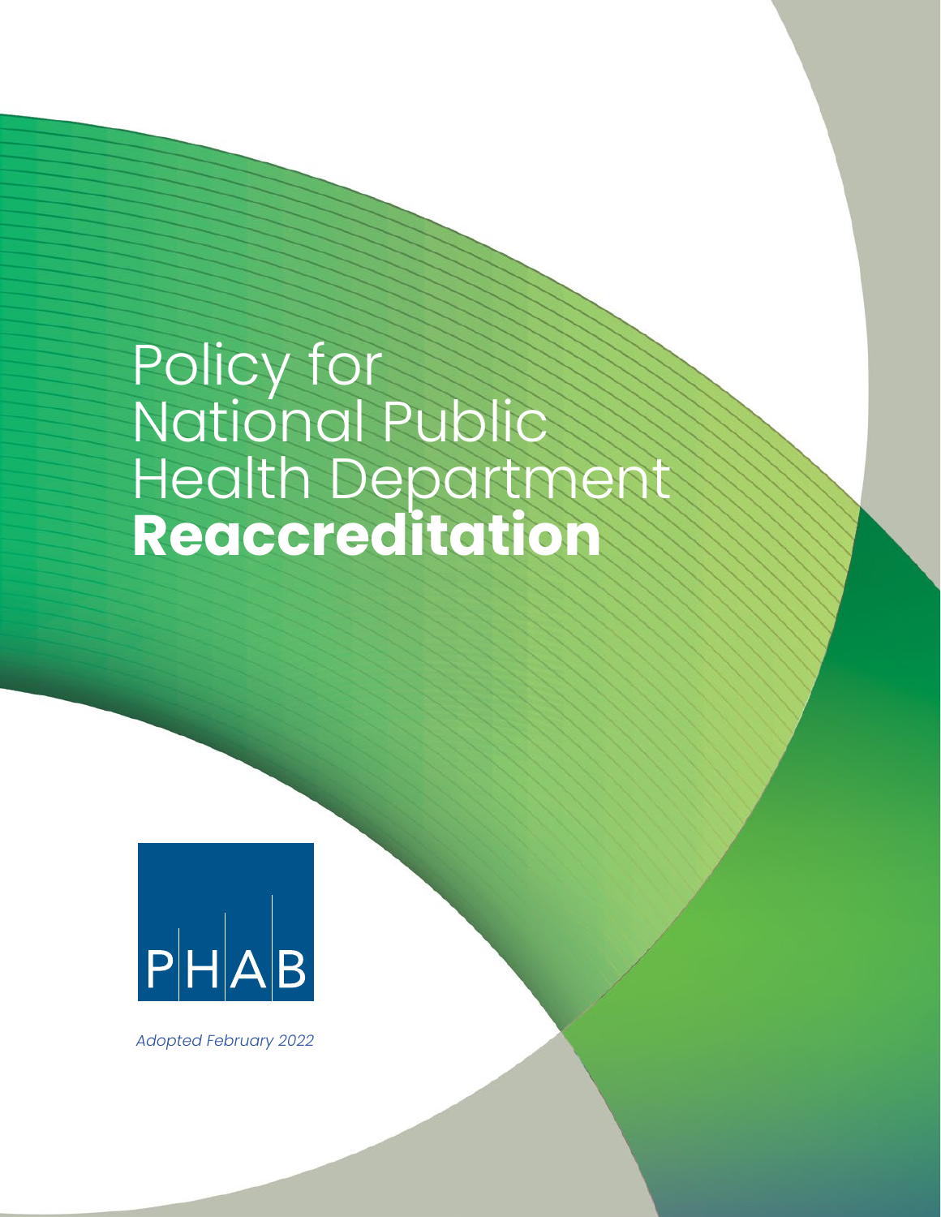# Policy for National Public Health Department **Reaccreditation**

PHAB

*Adopted February 2022*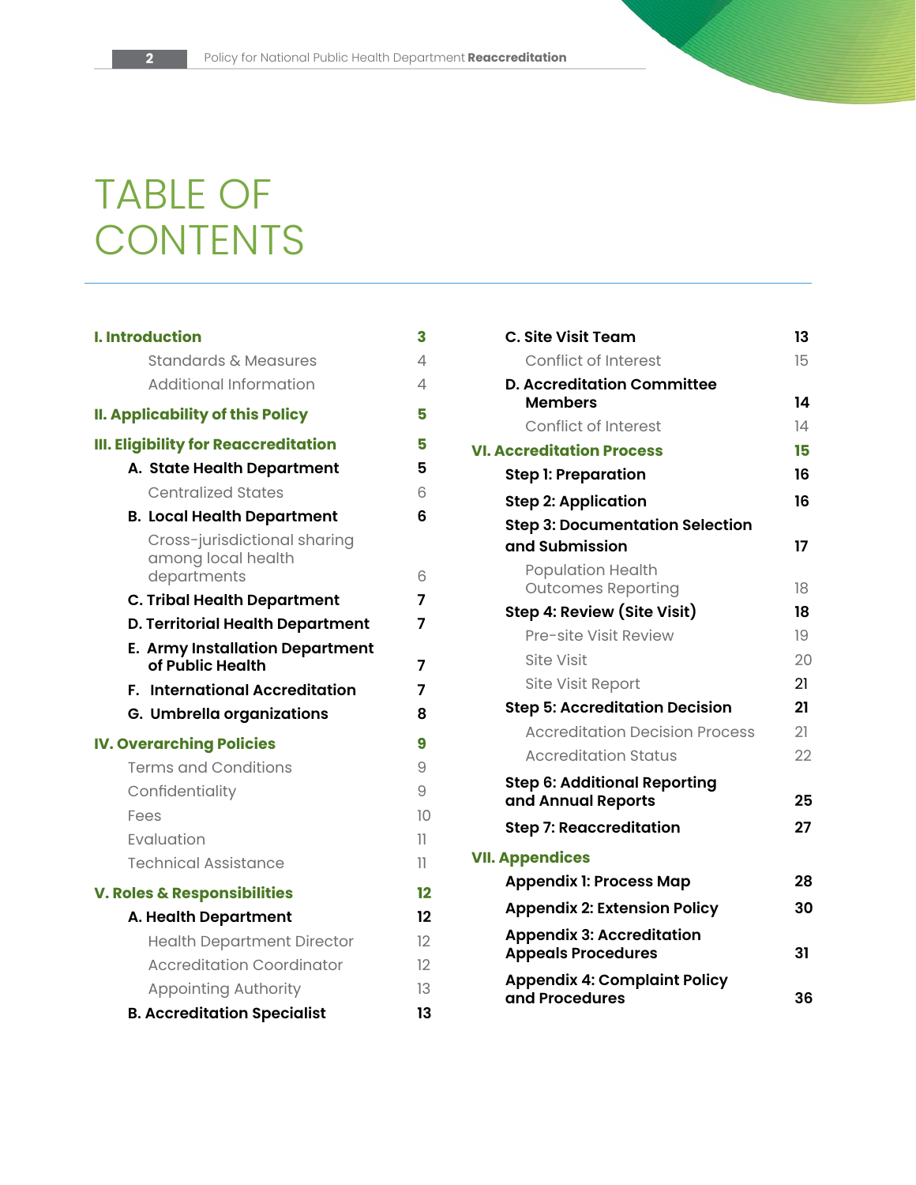# TABLE OF CONTENTS

| | |
|---|---|
| **I. Introduction** | **3** |
| Standards & Measures | 4 |
| Additional Information | 4 |
| **II. Applicability of this Policy** | **5** |
| **III. Eligibility for Reaccreditation** | **5** |
| **A. State Health Department** | **5** |
| Centralized States | 6 |
| **B. Local Health Department** | **6** |
| Cross-jurisdictional sharing among local health departments | 6 |
| **C. Tribal Health Department** | **7** |
| **D. Territorial Health Department** | **7** |
| **E. Army Installation Department of Public Health** | **7** |
| **F. International Accreditation** | **7** |
| **G. Umbrella organizations** | **8** |
| **IV. Overarching Policies** | **9** |
| Terms and Conditions | 9 |
| Confidentiality | 9 |
| Fees | 10 |
| Evaluation | 11 |
| Technical Assistance | 11 |
| **V. Roles & Responsibilities** | **12** |
| **A. Health Department** | **12** |
| Health Department Director | 12 |
| Accreditation Coordinator | 12 |
| Appointing Authority | 13 |
| **B. Accreditation Specialist** | **13** |
| **C. Site Visit Team** | **13** |
| Conflict of Interest | 15 |
| **D. Accreditation Committee Members** | **14** |
| Conflict of Interest | 14 |
| **VI. Accreditation Process** | **15** |
| **Step 1: Preparation** | **16** |
| **Step 2: Application** | **16** |
| **Step 3: Documentation Selection and Submission** | **17** |
| Population Health Outcomes Reporting | 18 |
| **Step 4: Review (Site Visit)** | **18** |
| Pre-site Visit Review | 19 |
| Site Visit | 20 |
| Site Visit Report | 21 |
| **Step 5: Accreditation Decision** | **21** |
| Accreditation Decision Process | 21 |
| Accreditation Status | 22 |
| **Step 6: Additional Reporting and Annual Reports** | **25** |
| **Step 7: Reaccreditation** | **27** |
| **VII. Appendices** | |
| **Appendix 1: Process Map** | **28** |
| **Appendix 2: Extension Policy** | **30** |
| **Appendix 3: Accreditation Appeals Procedures** | **31** |
| **Appendix 4: Complaint Policy and Procedures** | **36** |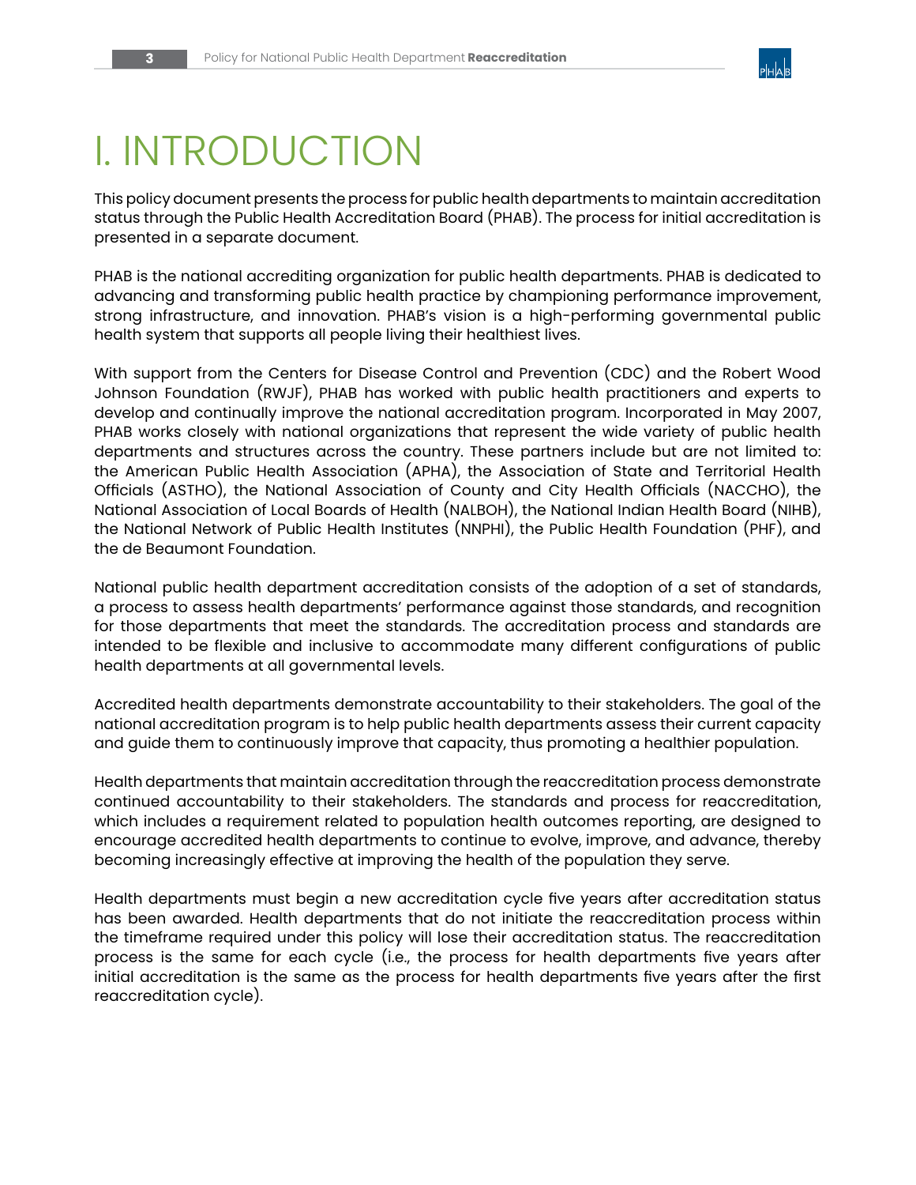# I. INTRODUCTION

This policy document presents the process for public health departments to maintain accreditation status through the Public Health Accreditation Board (PHAB). The process for initial accreditation is presented in a separate document.

PHAB is the national accrediting organization for public health departments. PHAB is dedicated to advancing and transforming public health practice by championing performance improvement, strong infrastructure, and innovation. PHAB's vision is a high-performing governmental public health system that supports all people living their healthiest lives.

With support from the Centers for Disease Control and Prevention (CDC) and the Robert Wood Johnson Foundation (RWJF), PHAB has worked with public health practitioners and experts to develop and continually improve the national accreditation program. Incorporated in May 2007, PHAB works closely with national organizations that represent the wide variety of public health departments and structures across the country. These partners include but are not limited to: the American Public Health Association (APHA), the Association of State and Territorial Health Officials (ASTHO), the National Association of County and City Health Officials (NACCHO), the National Association of Local Boards of Health (NALBOH), the National Indian Health Board (NIHB), the National Network of Public Health Institutes (NNPHI), the Public Health Foundation (PHF), and the de Beaumont Foundation.

National public health department accreditation consists of the adoption of a set of standards, a process to assess health departments' performance against those standards, and recognition for those departments that meet the standards. The accreditation process and standards are intended to be flexible and inclusive to accommodate many different configurations of public health departments at all governmental levels.

Accredited health departments demonstrate accountability to their stakeholders. The goal of the national accreditation program is to help public health departments assess their current capacity and guide them to continuously improve that capacity, thus promoting a healthier population.

Health departments that maintain accreditation through the reaccreditation process demonstrate continued accountability to their stakeholders. The standards and process for reaccreditation, which includes a requirement related to population health outcomes reporting, are designed to encourage accredited health departments to continue to evolve, improve, and advance, thereby becoming increasingly effective at improving the health of the population they serve.

Health departments must begin a new accreditation cycle five years after accreditation status has been awarded. Health departments that do not initiate the reaccreditation process within the timeframe required under this policy will lose their accreditation status. The reaccreditation process is the same for each cycle (i.e., the process for health departments five years after initial accreditation is the same as the process for health departments five years after the first reaccreditation cycle).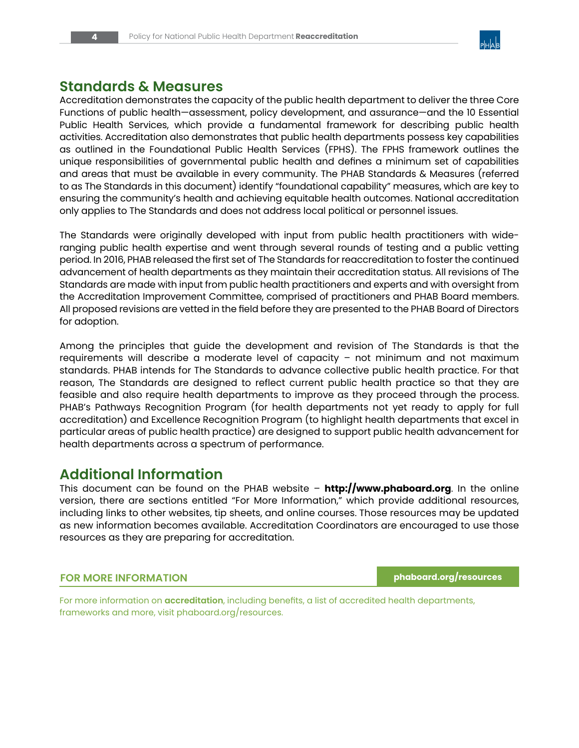## Standards & Measures

Accreditation demonstrates the capacity of the public health department to deliver the three Core Functions of public health—assessment, policy development, and assurance—and the 10 Essential Public Health Services, which provide a fundamental framework for describing public health activities. Accreditation also demonstrates that public health departments possess key capabilities as outlined in the Foundational Public Health Services (FPHS). The FPHS framework outlines the unique responsibilities of governmental public health and defines a minimum set of capabilities and areas that must be available in every community. The PHAB Standards & Measures (referred to as The Standards in this document) identify "foundational capability" measures, which are key to ensuring the community's health and achieving equitable health outcomes. National accreditation only applies to The Standards and does not address local political or personnel issues.

The Standards were originally developed with input from public health practitioners with wide-ranging public health expertise and went through several rounds of testing and a public vetting period. In 2016, PHAB released the first set of The Standards for reaccreditation to foster the continued advancement of health departments as they maintain their accreditation status. All revisions of The Standards are made with input from public health practitioners and experts and with oversight from the Accreditation Improvement Committee, comprised of practitioners and PHAB Board members. All proposed revisions are vetted in the field before they are presented to the PHAB Board of Directors for adoption.

Among the principles that guide the development and revision of The Standards is that the requirements will describe a moderate level of capacity – not minimum and not maximum standards. PHAB intends for The Standards to advance collective public health practice. For that reason, The Standards are designed to reflect current public health practice so that they are feasible and also require health departments to improve as they proceed through the process. PHAB's Pathways Recognition Program (for health departments not yet ready to apply for full accreditation) and Excellence Recognition Program (to highlight health departments that excel in particular areas of public health practice) are designed to support public health advancement for health departments across a spectrum of performance.

## Additional Information

This document can be found on the PHAB website – **http://www.phaboard.org**. In the online version, there are sections entitled "For More Information," which provide additional resources, including links to other websites, tip sheets, and online courses. Those resources may be updated as new information becomes available. Accreditation Coordinators are encouraged to use those resources as they are preparing for accreditation.

**FOR MORE INFORMATION** — **phaboard.org/resources**

For more information on **accreditation**, including benefits, a list of accredited health departments, frameworks and more, visit phaboard.org/resources.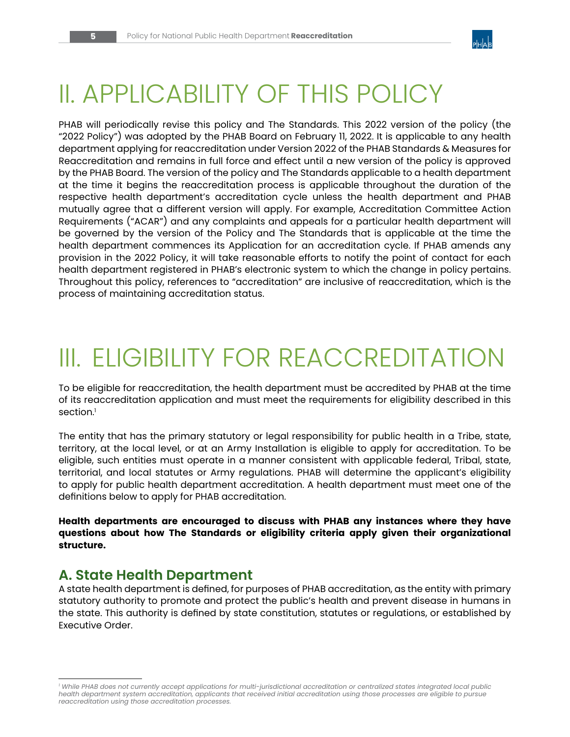# II. APPLICABILITY OF THIS POLICY

PHAB will periodically revise this policy and The Standards. This 2022 version of the policy (the "2022 Policy") was adopted by the PHAB Board on February 11, 2022. It is applicable to any health department applying for reaccreditation under Version 2022 of the PHAB Standards & Measures for Reaccreditation and remains in full force and effect until a new version of the policy is approved by the PHAB Board. The version of the policy and The Standards applicable to a health department at the time it begins the reaccreditation process is applicable throughout the duration of the respective health department's accreditation cycle unless the health department and PHAB mutually agree that a different version will apply. For example, Accreditation Committee Action Requirements ("ACAR") and any complaints and appeals for a particular health department will be governed by the version of the Policy and The Standards that is applicable at the time the health department commences its Application for an accreditation cycle. If PHAB amends any provision in the 2022 Policy, it will take reasonable efforts to notify the point of contact for each health department registered in PHAB's electronic system to which the change in policy pertains. Throughout this policy, references to "accreditation" are inclusive of reaccreditation, which is the process of maintaining accreditation status.

# III. ELIGIBILITY FOR REACCREDITATION

To be eligible for reaccreditation, the health department must be accredited by PHAB at the time of its reaccreditation application and must meet the requirements for eligibility described in this section.[1]

The entity that has the primary statutory or legal responsibility for public health in a Tribe, state, territory, at the local level, or at an Army Installation is eligible to apply for accreditation. To be eligible, such entities must operate in a manner consistent with applicable federal, Tribal, state, territorial, and local statutes or Army regulations. PHAB will determine the applicant's eligibility to apply for public health department accreditation. A health department must meet one of the definitions below to apply for PHAB accreditation.

**Health departments are encouraged to discuss with PHAB any instances where they have questions about how The Standards or eligibility criteria apply given their organizational structure.**

## A. State Health Department

A state health department is defined, for purposes of PHAB accreditation, as the entity with primary statutory authority to promote and protect the public's health and prevent disease in humans in the state. This authority is defined by state constitution, statutes or regulations, or established by Executive Order.

---

[1] *While PHAB does not currently accept applications for multi-jurisdictional accreditation or centralized states integrated local public health department system accreditation, applicants that received initial accreditation using those processes are eligible to pursue reaccreditation using those accreditation processes.*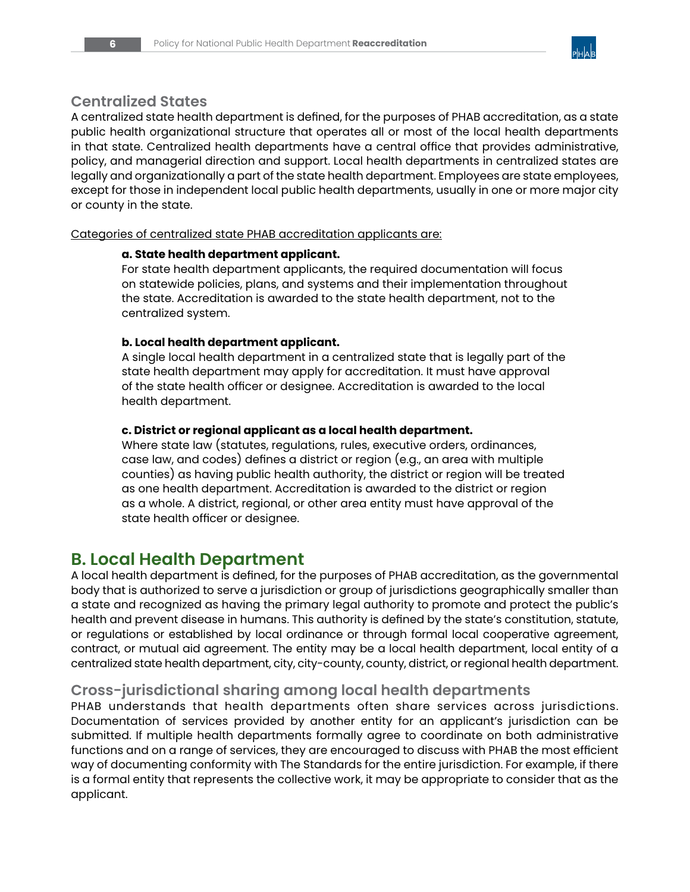### Centralized States

A centralized state health department is defined, for the purposes of PHAB accreditation, as a state public health organizational structure that operates all or most of the local health departments in that state. Centralized health departments have a central office that provides administrative, policy, and managerial direction and support. Local health departments in centralized states are legally and organizationally a part of the state health department. Employees are state employees, except for those in independent local public health departments, usually in one or more major city or county in the state.

<u>Categories of centralized state PHAB accreditation applicants are:</u>

**a. State health department applicant.**
For state health department applicants, the required documentation will focus on statewide policies, plans, and systems and their implementation throughout the state. Accreditation is awarded to the state health department, not to the centralized system.

**b. Local health department applicant.**
A single local health department in a centralized state that is legally part of the state health department may apply for accreditation. It must have approval of the state health officer or designee. Accreditation is awarded to the local health department.

**c. District or regional applicant as a local health department.**
Where state law (statutes, regulations, rules, executive orders, ordinances, case law, and codes) defines a district or region (e.g., an area with multiple counties) as having public health authority, the district or region will be treated as one health department. Accreditation is awarded to the district or region as a whole. A district, regional, or other area entity must have approval of the state health officer or designee.

## B. Local Health Department

A local health department is defined, for the purposes of PHAB accreditation, as the governmental body that is authorized to serve a jurisdiction or group of jurisdictions geographically smaller than a state and recognized as having the primary legal authority to promote and protect the public's health and prevent disease in humans. This authority is defined by the state's constitution, statute, or regulations or established by local ordinance or through formal local cooperative agreement, contract, or mutual aid agreement. The entity may be a local health department, local entity of a centralized state health department, city, city-county, county, district, or regional health department.

### Cross-jurisdictional sharing among local health departments

PHAB understands that health departments often share services across jurisdictions. Documentation of services provided by another entity for an applicant's jurisdiction can be submitted. If multiple health departments formally agree to coordinate on both administrative functions and on a range of services, they are encouraged to discuss with PHAB the most efficient way of documenting conformity with The Standards for the entire jurisdiction. For example, if there is a formal entity that represents the collective work, it may be appropriate to consider that as the applicant.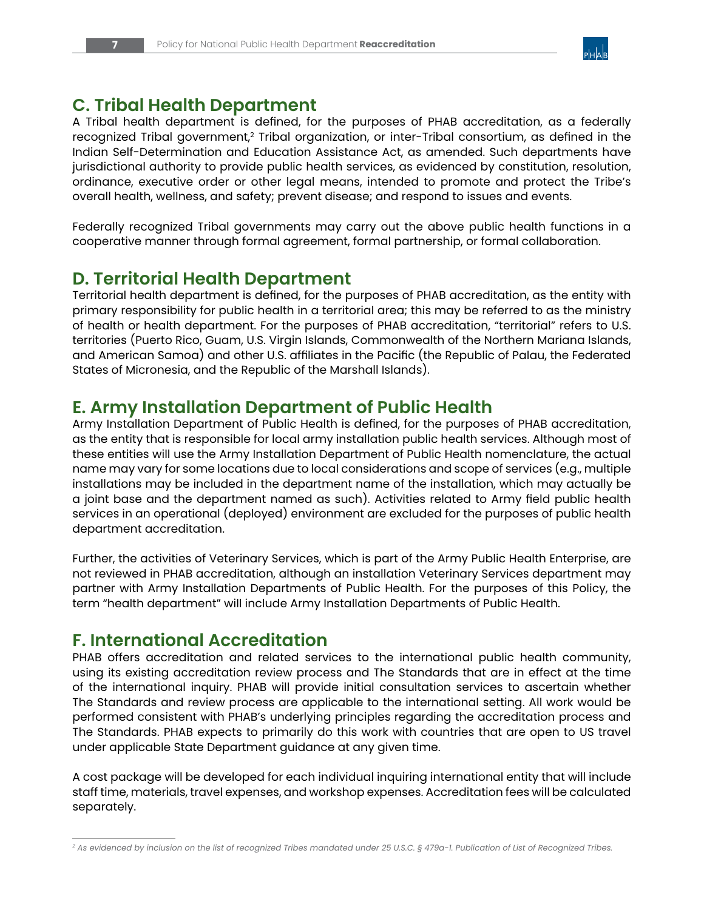## C. Tribal Health Department

A Tribal health department is defined, for the purposes of PHAB accreditation, as a federally recognized Tribal government,[2] Tribal organization, or inter-Tribal consortium, as defined in the Indian Self-Determination and Education Assistance Act, as amended. Such departments have jurisdictional authority to provide public health services, as evidenced by constitution, resolution, ordinance, executive order or other legal means, intended to promote and protect the Tribe's overall health, wellness, and safety; prevent disease; and respond to issues and events.

Federally recognized Tribal governments may carry out the above public health functions in a cooperative manner through formal agreement, formal partnership, or formal collaboration.

## D. Territorial Health Department

Territorial health department is defined, for the purposes of PHAB accreditation, as the entity with primary responsibility for public health in a territorial area; this may be referred to as the ministry of health or health department. For the purposes of PHAB accreditation, "territorial" refers to U.S. territories (Puerto Rico, Guam, U.S. Virgin Islands, Commonwealth of the Northern Mariana Islands, and American Samoa) and other U.S. affiliates in the Pacific (the Republic of Palau, the Federated States of Micronesia, and the Republic of the Marshall Islands).

## E. Army Installation Department of Public Health

Army Installation Department of Public Health is defined, for the purposes of PHAB accreditation, as the entity that is responsible for local army installation public health services. Although most of these entities will use the Army Installation Department of Public Health nomenclature, the actual name may vary for some locations due to local considerations and scope of services (e.g., multiple installations may be included in the department name of the installation, which may actually be a joint base and the department named as such). Activities related to Army field public health services in an operational (deployed) environment are excluded for the purposes of public health department accreditation.

Further, the activities of Veterinary Services, which is part of the Army Public Health Enterprise, are not reviewed in PHAB accreditation, although an installation Veterinary Services department may partner with Army Installation Departments of Public Health. For the purposes of this Policy, the term "health department" will include Army Installation Departments of Public Health.

## F. International Accreditation

PHAB offers accreditation and related services to the international public health community, using its existing accreditation review process and The Standards that are in effect at the time of the international inquiry. PHAB will provide initial consultation services to ascertain whether The Standards and review process are applicable to the international setting. All work would be performed consistent with PHAB's underlying principles regarding the accreditation process and The Standards. PHAB expects to primarily do this work with countries that are open to US travel under applicable State Department guidance at any given time.

A cost package will be developed for each individual inquiring international entity that will include staff time, materials, travel expenses, and workshop expenses. Accreditation fees will be calculated separately.

---

[2] *As evidenced by inclusion on the list of recognized Tribes mandated under 25 U.S.C. § 479a-1. Publication of List of Recognized Tribes.*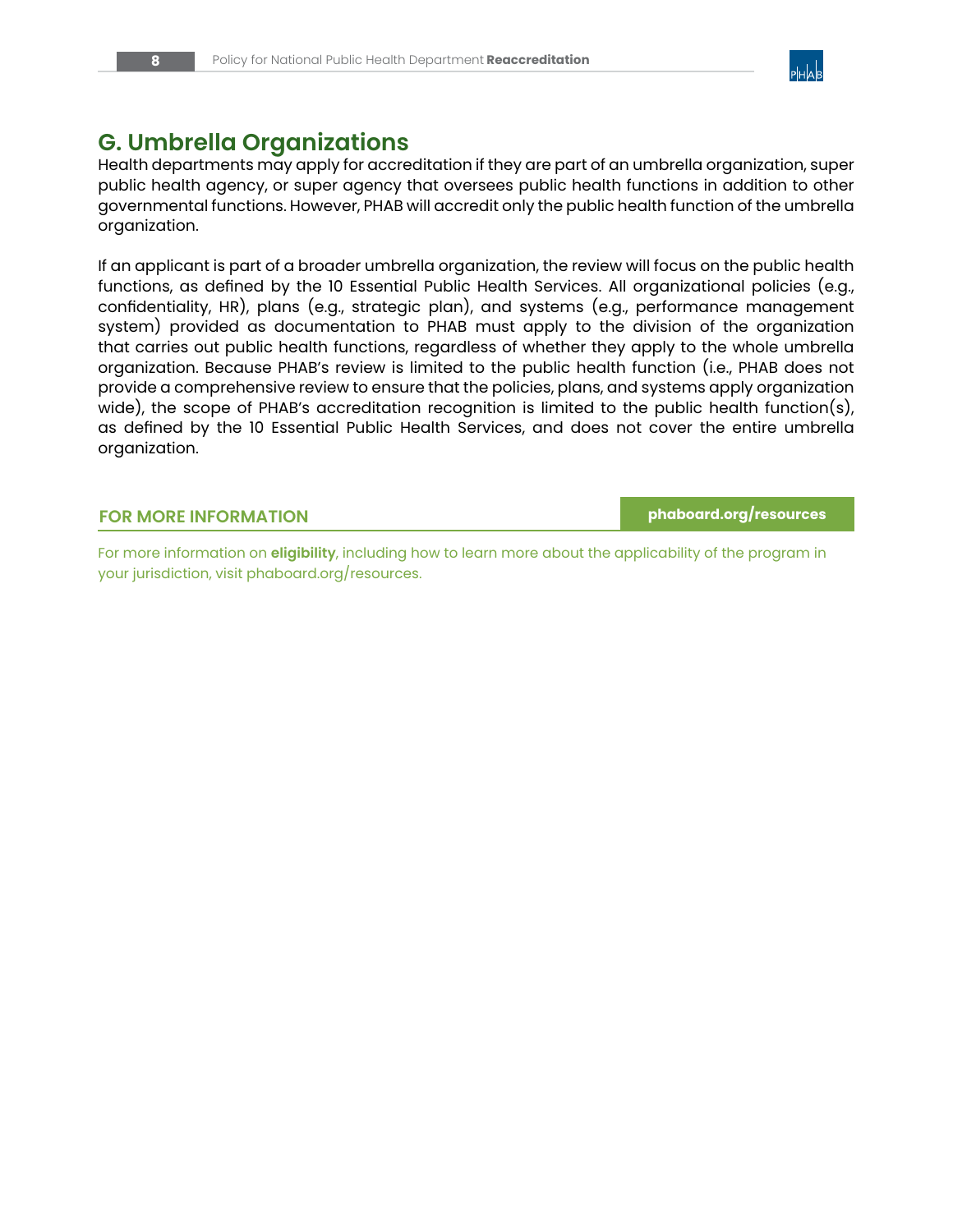## G. Umbrella Organizations

Health departments may apply for accreditation if they are part of an umbrella organization, super public health agency, or super agency that oversees public health functions in addition to other governmental functions. However, PHAB will accredit only the public health function of the umbrella organization.

If an applicant is part of a broader umbrella organization, the review will focus on the public health functions, as defined by the 10 Essential Public Health Services. All organizational policies (e.g., confidentiality, HR), plans (e.g., strategic plan), and systems (e.g., performance management system) provided as documentation to PHAB must apply to the division of the organization that carries out public health functions, regardless of whether they apply to the whole umbrella organization. Because PHAB's review is limited to the public health function (i.e., PHAB does not provide a comprehensive review to ensure that the policies, plans, and systems apply organization wide), the scope of PHAB's accreditation recognition is limited to the public health function(s), as defined by the 10 Essential Public Health Services, and does not cover the entire umbrella organization.

**FOR MORE INFORMATION** | **phaboard.org/resources**

For more information on **eligibility**, including how to learn more about the applicability of the program in your jurisdiction, visit phaboard.org/resources.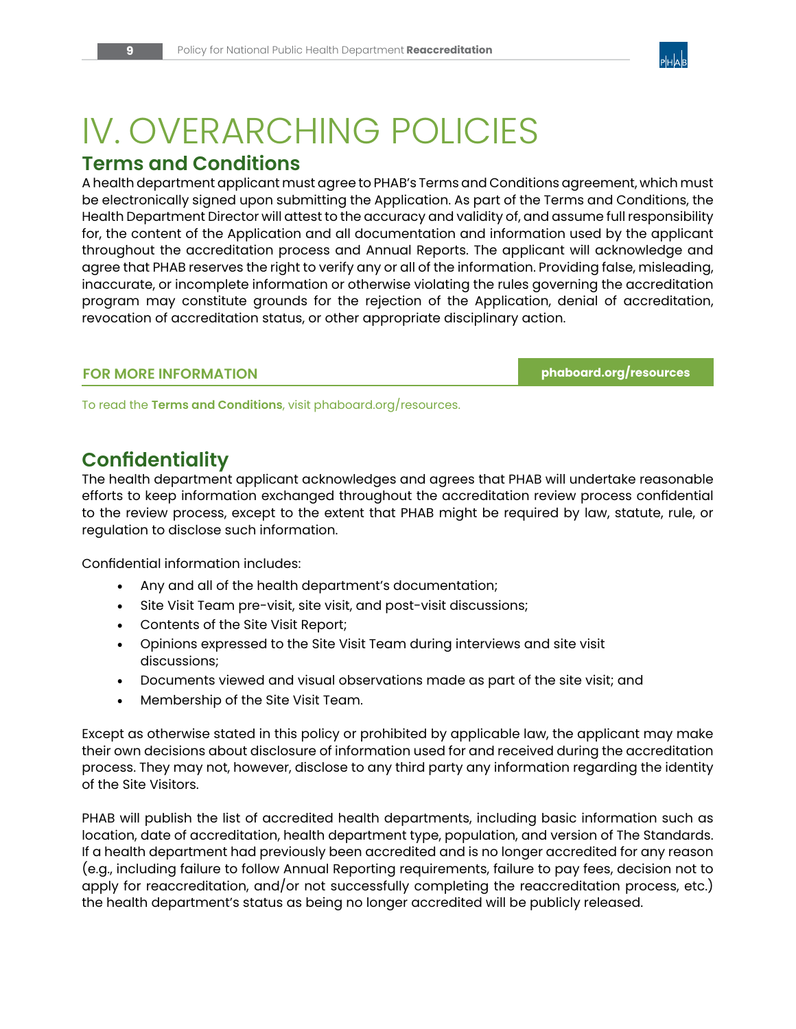# IV. OVERARCHING POLICIES

## Terms and Conditions

A health department applicant must agree to PHAB's Terms and Conditions agreement, which must be electronically signed upon submitting the Application. As part of the Terms and Conditions, the Health Department Director will attest to the accuracy and validity of, and assume full responsibility for, the content of the Application and all documentation and information used by the applicant throughout the accreditation process and Annual Reports. The applicant will acknowledge and agree that PHAB reserves the right to verify any or all of the information. Providing false, misleading, inaccurate, or incomplete information or otherwise violating the rules governing the accreditation program may constitute grounds for the rejection of the Application, denial of accreditation, revocation of accreditation status, or other appropriate disciplinary action.

**FOR MORE INFORMATION** — **phaboard.org/resources**

To read the **Terms and Conditions**, visit phaboard.org/resources.

## Confidentiality

The health department applicant acknowledges and agrees that PHAB will undertake reasonable efforts to keep information exchanged throughout the accreditation review process confidential to the review process, except to the extent that PHAB might be required by law, statute, rule, or regulation to disclose such information.

Confidential information includes:

- Any and all of the health department's documentation;
- Site Visit Team pre-visit, site visit, and post-visit discussions;
- Contents of the Site Visit Report;
- Opinions expressed to the Site Visit Team during interviews and site visit discussions;
- Documents viewed and visual observations made as part of the site visit; and
- Membership of the Site Visit Team.

Except as otherwise stated in this policy or prohibited by applicable law, the applicant may make their own decisions about disclosure of information used for and received during the accreditation process. They may not, however, disclose to any third party any information regarding the identity of the Site Visitors.

PHAB will publish the list of accredited health departments, including basic information such as location, date of accreditation, health department type, population, and version of The Standards. If a health department had previously been accredited and is no longer accredited for any reason (e.g., including failure to follow Annual Reporting requirements, failure to pay fees, decision not to apply for reaccreditation, and/or not successfully completing the reaccreditation process, etc.) the health department's status as being no longer accredited will be publicly released.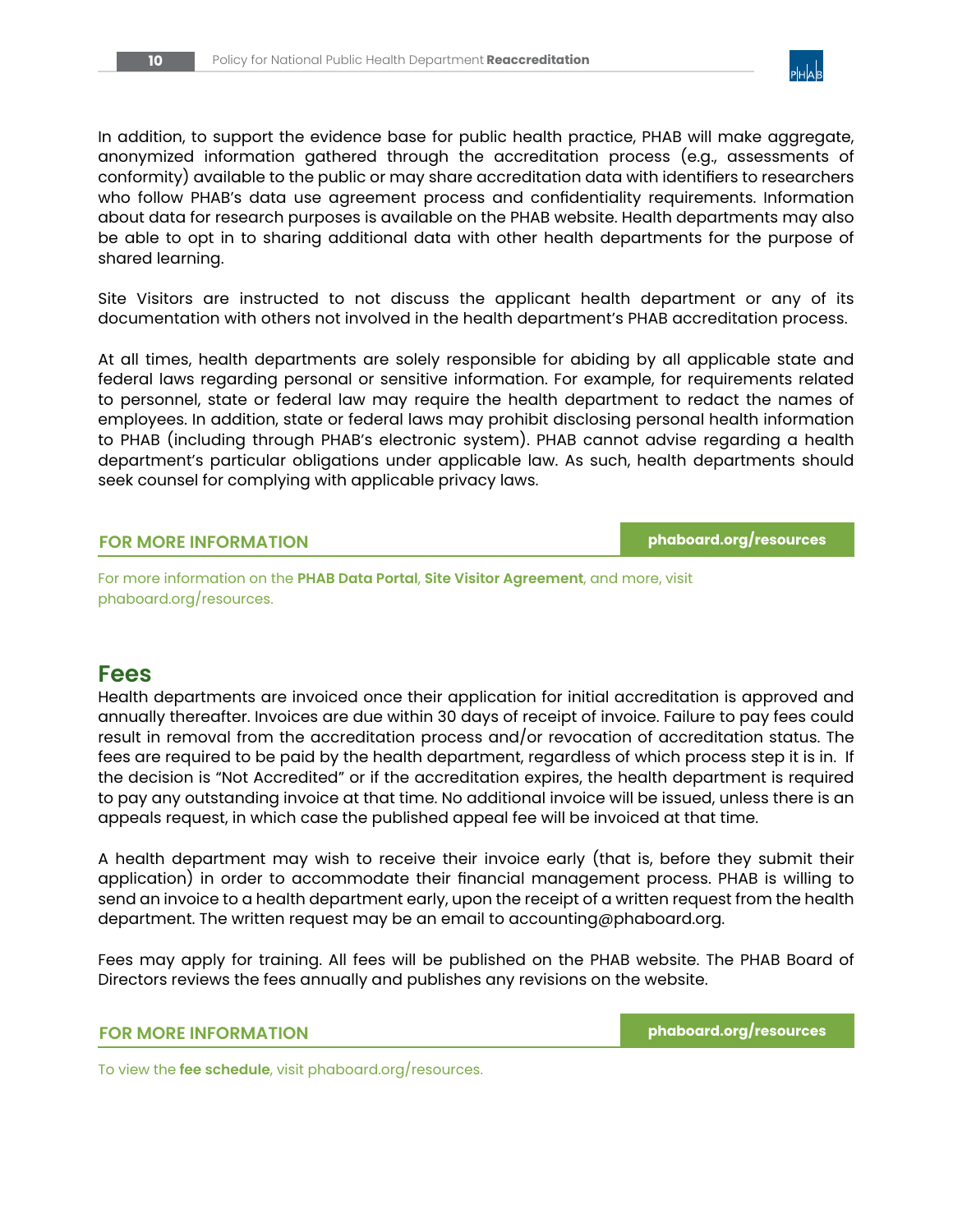In addition, to support the evidence base for public health practice, PHAB will make aggregate, anonymized information gathered through the accreditation process (e.g., assessments of conformity) available to the public or may share accreditation data with identifiers to researchers who follow PHAB's data use agreement process and confidentiality requirements. Information about data for research purposes is available on the PHAB website. Health departments may also be able to opt in to sharing additional data with other health departments for the purpose of shared learning.

Site Visitors are instructed to not discuss the applicant health department or any of its documentation with others not involved in the health department's PHAB accreditation process.

At all times, health departments are solely responsible for abiding by all applicable state and federal laws regarding personal or sensitive information. For example, for requirements related to personnel, state or federal law may require the health department to redact the names of employees. In addition, state or federal laws may prohibit disclosing personal health information to PHAB (including through PHAB's electronic system). PHAB cannot advise regarding a health department's particular obligations under applicable law. As such, health departments should seek counsel for complying with applicable privacy laws.

**FOR MORE INFORMATION** — **phaboard.org/resources**

For more information on the **PHAB Data Portal**, **Site Visitor Agreement**, and more, visit phaboard.org/resources.

## Fees

Health departments are invoiced once their application for initial accreditation is approved and annually thereafter. Invoices are due within 30 days of receipt of invoice. Failure to pay fees could result in removal from the accreditation process and/or revocation of accreditation status. The fees are required to be paid by the health department, regardless of which process step it is in. If the decision is "Not Accredited" or if the accreditation expires, the health department is required to pay any outstanding invoice at that time. No additional invoice will be issued, unless there is an appeals request, in which case the published appeal fee will be invoiced at that time.

A health department may wish to receive their invoice early (that is, before they submit their application) in order to accommodate their financial management process. PHAB is willing to send an invoice to a health department early, upon the receipt of a written request from the health department. The written request may be an email to accounting@phaboard.org.

Fees may apply for training. All fees will be published on the PHAB website. The PHAB Board of Directors reviews the fees annually and publishes any revisions on the website.

**FOR MORE INFORMATION** — **phaboard.org/resources**

To view the **fee schedule**, visit phaboard.org/resources.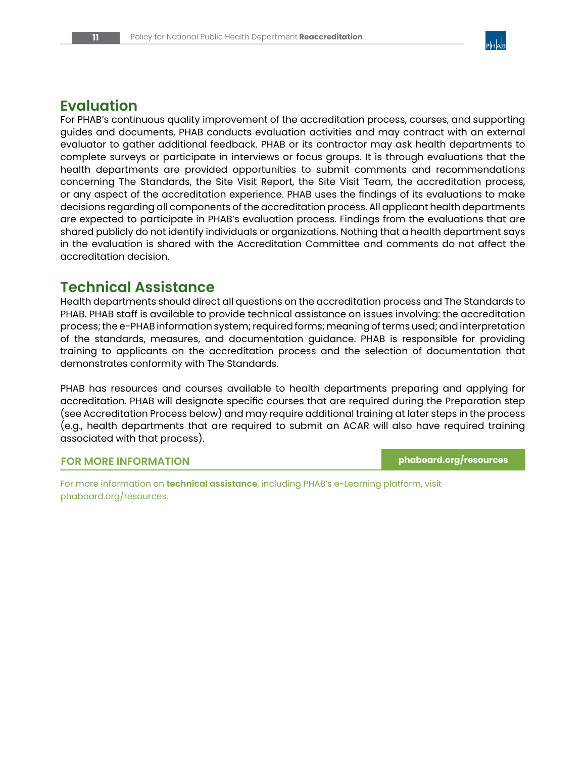## Evaluation

For PHAB's continuous quality improvement of the accreditation process, courses, and supporting guides and documents, PHAB conducts evaluation activities and may contract with an external evaluator to gather additional feedback. PHAB or its contractor may ask health departments to complete surveys or participate in interviews or focus groups. It is through evaluations that the health departments are provided opportunities to submit comments and recommendations concerning The Standards, the Site Visit Report, the Site Visit Team, the accreditation process, or any aspect of the accreditation experience. PHAB uses the findings of its evaluations to make decisions regarding all components of the accreditation process. All applicant health departments are expected to participate in PHAB's evaluation process. Findings from the evaluations that are shared publicly do not identify individuals or organizations. Nothing that a health department says in the evaluation is shared with the Accreditation Committee and comments do not affect the accreditation decision.

## Technical Assistance

Health departments should direct all questions on the accreditation process and The Standards to PHAB. PHAB staff is available to provide technical assistance on issues involving: the accreditation process; the e-PHAB information system; required forms; meaning of terms used; and interpretation of the standards, measures, and documentation guidance. PHAB is responsible for providing training to applicants on the accreditation process and the selection of documentation that demonstrates conformity with The Standards.

PHAB has resources and courses available to health departments preparing and applying for accreditation. PHAB will designate specific courses that are required during the Preparation step (see Accreditation Process below) and may require additional training at later steps in the process (e.g., health departments that are required to submit an ACAR will also have required training associated with that process).

**FOR MORE INFORMATION** | **phaboard.org/resources**

For more information on **technical assistance**, including PHAB's e-Learning platform, visit phaboard.org/resources.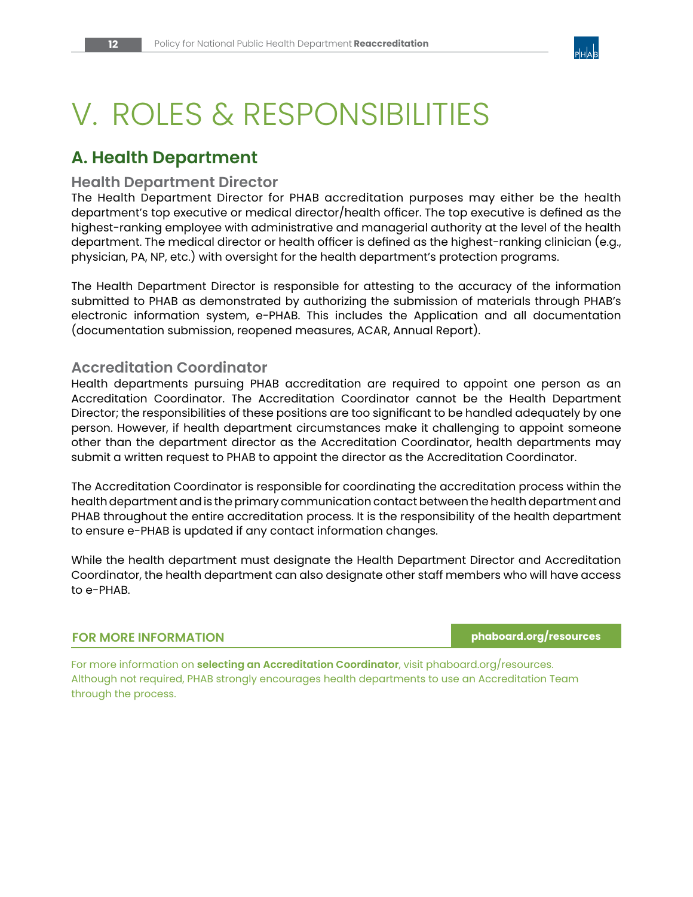# V. ROLES & RESPONSIBILITIES

## A. Health Department

### Health Department Director

The Health Department Director for PHAB accreditation purposes may either be the health department's top executive or medical director/health officer. The top executive is defined as the highest-ranking employee with administrative and managerial authority at the level of the health department. The medical director or health officer is defined as the highest-ranking clinician (e.g., physician, PA, NP, etc.) with oversight for the health department's protection programs.

The Health Department Director is responsible for attesting to the accuracy of the information submitted to PHAB as demonstrated by authorizing the submission of materials through PHAB's electronic information system, e-PHAB. This includes the Application and all documentation (documentation submission, reopened measures, ACAR, Annual Report).

### Accreditation Coordinator

Health departments pursuing PHAB accreditation are required to appoint one person as an Accreditation Coordinator. The Accreditation Coordinator cannot be the Health Department Director; the responsibilities of these positions are too significant to be handled adequately by one person. However, if health department circumstances make it challenging to appoint someone other than the department director as the Accreditation Coordinator, health departments may submit a written request to PHAB to appoint the director as the Accreditation Coordinator.

The Accreditation Coordinator is responsible for coordinating the accreditation process within the health department and is the primary communication contact between the health department and PHAB throughout the entire accreditation process. It is the responsibility of the health department to ensure e-PHAB is updated if any contact information changes.

While the health department must designate the Health Department Director and Accreditation Coordinator, the health department can also designate other staff members who will have access to e-PHAB.

**FOR MORE INFORMATION** — **phaboard.org/resources**

For more information on **selecting an Accreditation Coordinator**, visit phaboard.org/resources. Although not required, PHAB strongly encourages health departments to use an Accreditation Team through the process.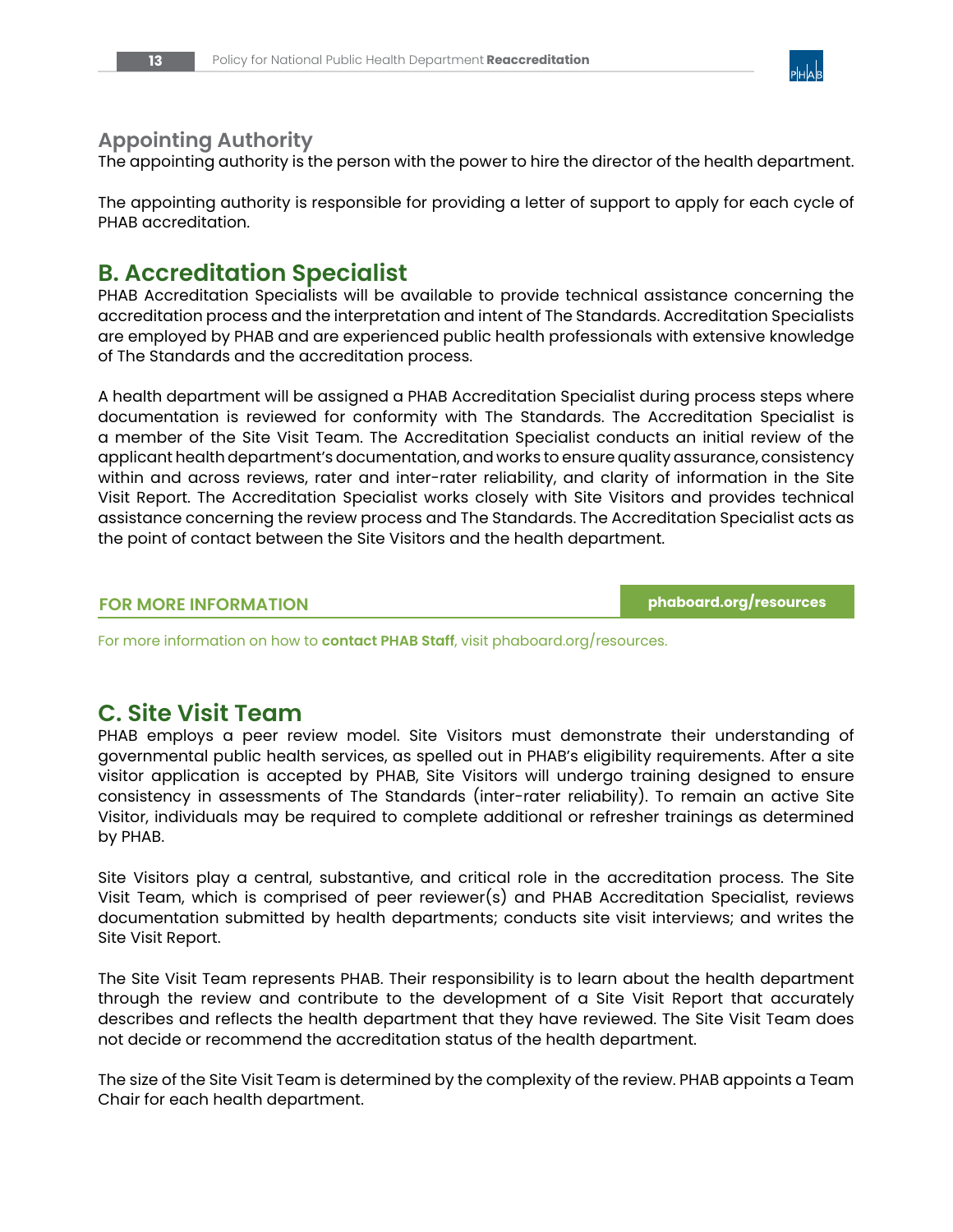### Appointing Authority

The appointing authority is the person with the power to hire the director of the health department.

The appointing authority is responsible for providing a letter of support to apply for each cycle of PHAB accreditation.

## B. Accreditation Specialist

PHAB Accreditation Specialists will be available to provide technical assistance concerning the accreditation process and the interpretation and intent of The Standards. Accreditation Specialists are employed by PHAB and are experienced public health professionals with extensive knowledge of The Standards and the accreditation process.

A health department will be assigned a PHAB Accreditation Specialist during process steps where documentation is reviewed for conformity with The Standards. The Accreditation Specialist is a member of the Site Visit Team. The Accreditation Specialist conducts an initial review of the applicant health department's documentation, and works to ensure quality assurance, consistency within and across reviews, rater and inter-rater reliability, and clarity of information in the Site Visit Report. The Accreditation Specialist works closely with Site Visitors and provides technical assistance concerning the review process and The Standards. The Accreditation Specialist acts as the point of contact between the Site Visitors and the health department.

**FOR MORE INFORMATION** — **phaboard.org/resources**

For more information on how to **contact PHAB Staff**, visit phaboard.org/resources.

## C. Site Visit Team

PHAB employs a peer review model. Site Visitors must demonstrate their understanding of governmental public health services, as spelled out in PHAB's eligibility requirements. After a site visitor application is accepted by PHAB, Site Visitors will undergo training designed to ensure consistency in assessments of The Standards (inter-rater reliability). To remain an active Site Visitor, individuals may be required to complete additional or refresher trainings as determined by PHAB.

Site Visitors play a central, substantive, and critical role in the accreditation process. The Site Visit Team, which is comprised of peer reviewer(s) and PHAB Accreditation Specialist, reviews documentation submitted by health departments; conducts site visit interviews; and writes the Site Visit Report.

The Site Visit Team represents PHAB. Their responsibility is to learn about the health department through the review and contribute to the development of a Site Visit Report that accurately describes and reflects the health department that they have reviewed. The Site Visit Team does not decide or recommend the accreditation status of the health department.

The size of the Site Visit Team is determined by the complexity of the review. PHAB appoints a Team Chair for each health department.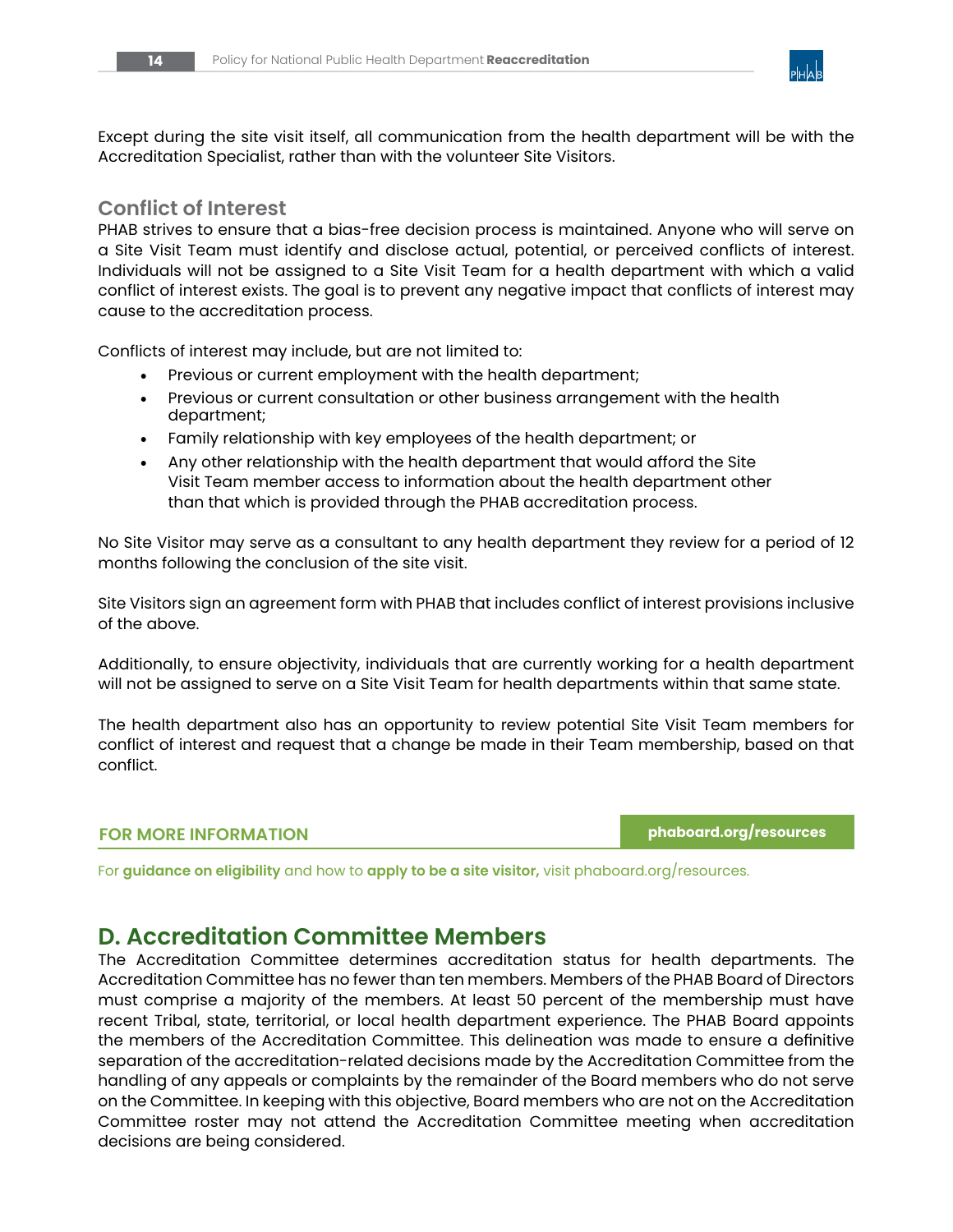Except during the site visit itself, all communication from the health department will be with the Accreditation Specialist, rather than with the volunteer Site Visitors.

### Conflict of Interest

PHAB strives to ensure that a bias-free decision process is maintained. Anyone who will serve on a Site Visit Team must identify and disclose actual, potential, or perceived conflicts of interest. Individuals will not be assigned to a Site Visit Team for a health department with which a valid conflict of interest exists. The goal is to prevent any negative impact that conflicts of interest may cause to the accreditation process.

Conflicts of interest may include, but are not limited to:

- Previous or current employment with the health department;
- Previous or current consultation or other business arrangement with the health department;
- Family relationship with key employees of the health department; or
- Any other relationship with the health department that would afford the Site Visit Team member access to information about the health department other than that which is provided through the PHAB accreditation process.

No Site Visitor may serve as a consultant to any health department they review for a period of 12 months following the conclusion of the site visit.

Site Visitors sign an agreement form with PHAB that includes conflict of interest provisions inclusive of the above.

Additionally, to ensure objectivity, individuals that are currently working for a health department will not be assigned to serve on a Site Visit Team for health departments within that same state.

The health department also has an opportunity to review potential Site Visit Team members for conflict of interest and request that a change be made in their Team membership, based on that conflict.

**FOR MORE INFORMATION** — **phaboard.org/resources**

For **guidance on eligibility** and how to **apply to be a site visitor,** visit phaboard.org/resources.

## D. Accreditation Committee Members

The Accreditation Committee determines accreditation status for health departments. The Accreditation Committee has no fewer than ten members. Members of the PHAB Board of Directors must comprise a majority of the members. At least 50 percent of the membership must have recent Tribal, state, territorial, or local health department experience. The PHAB Board appoints the members of the Accreditation Committee. This delineation was made to ensure a definitive separation of the accreditation-related decisions made by the Accreditation Committee from the handling of any appeals or complaints by the remainder of the Board members who do not serve on the Committee. In keeping with this objective, Board members who are not on the Accreditation Committee roster may not attend the Accreditation Committee meeting when accreditation decisions are being considered.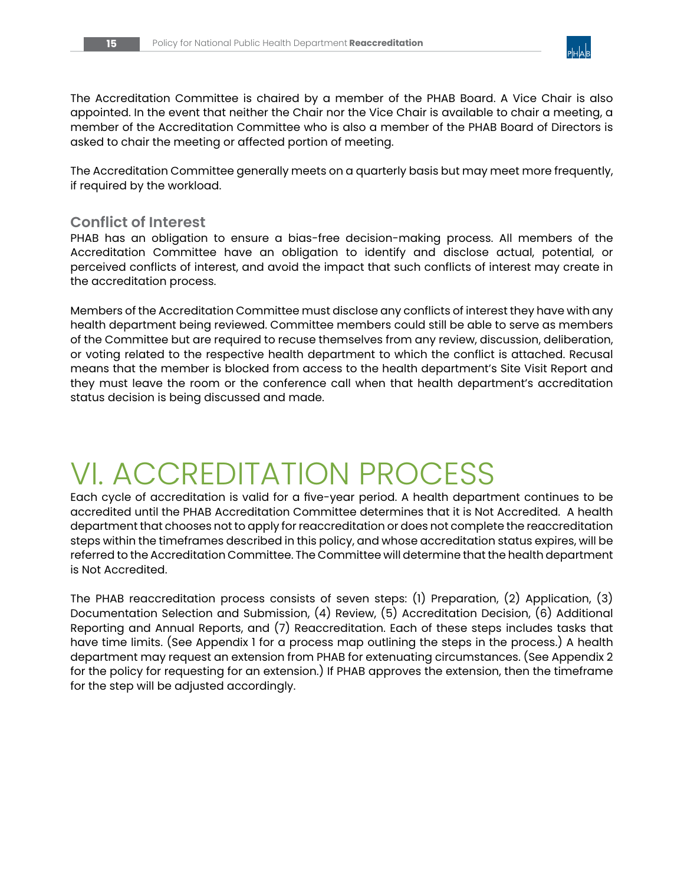The Accreditation Committee is chaired by a member of the PHAB Board. A Vice Chair is also appointed. In the event that neither the Chair nor the Vice Chair is available to chair a meeting, a member of the Accreditation Committee who is also a member of the PHAB Board of Directors is asked to chair the meeting or affected portion of meeting.

The Accreditation Committee generally meets on a quarterly basis but may meet more frequently, if required by the workload.

### Conflict of Interest

PHAB has an obligation to ensure a bias-free decision-making process. All members of the Accreditation Committee have an obligation to identify and disclose actual, potential, or perceived conflicts of interest, and avoid the impact that such conflicts of interest may create in the accreditation process.

Members of the Accreditation Committee must disclose any conflicts of interest they have with any health department being reviewed. Committee members could still be able to serve as members of the Committee but are required to recuse themselves from any review, discussion, deliberation, or voting related to the respective health department to which the conflict is attached. Recusal means that the member is blocked from access to the health department's Site Visit Report and they must leave the room or the conference call when that health department's accreditation status decision is being discussed and made.

# VI. ACCREDITATION PROCESS

Each cycle of accreditation is valid for a five-year period. A health department continues to be accredited until the PHAB Accreditation Committee determines that it is Not Accredited. A health department that chooses not to apply for reaccreditation or does not complete the reaccreditation steps within the timeframes described in this policy, and whose accreditation status expires, will be referred to the Accreditation Committee. The Committee will determine that the health department is Not Accredited.

The PHAB reaccreditation process consists of seven steps: (1) Preparation, (2) Application, (3) Documentation Selection and Submission, (4) Review, (5) Accreditation Decision, (6) Additional Reporting and Annual Reports, and (7) Reaccreditation. Each of these steps includes tasks that have time limits. (See Appendix 1 for a process map outlining the steps in the process.) A health department may request an extension from PHAB for extenuating circumstances. (See Appendix 2 for the policy for requesting for an extension.) If PHAB approves the extension, then the timeframe for the step will be adjusted accordingly.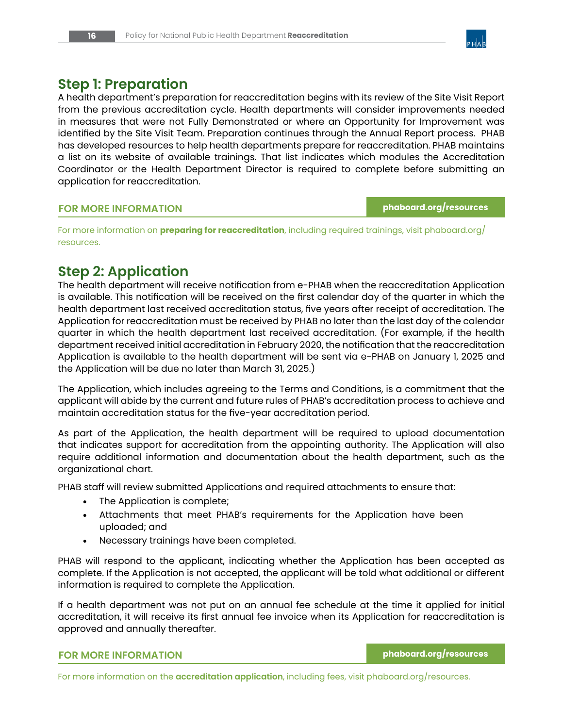## Step 1: Preparation

A health department's preparation for reaccreditation begins with its review of the Site Visit Report from the previous accreditation cycle. Health departments will consider improvements needed in measures that were not Fully Demonstrated or where an Opportunity for Improvement was identified by the Site Visit Team. Preparation continues through the Annual Report process. PHAB has developed resources to help health departments prepare for reaccreditation. PHAB maintains a list on its website of available trainings. That list indicates which modules the Accreditation Coordinator or the Health Department Director is required to complete before submitting an application for reaccreditation.

**FOR MORE INFORMATION** — **phaboard.org/resources**

For more information on **preparing for reaccreditation**, including required trainings, visit phaboard.org/resources.

## Step 2: Application

The health department will receive notification from e-PHAB when the reaccreditation Application is available. This notification will be received on the first calendar day of the quarter in which the health department last received accreditation status, five years after receipt of accreditation. The Application for reaccreditation must be received by PHAB no later than the last day of the calendar quarter in which the health department last received accreditation. (For example, if the health department received initial accreditation in February 2020, the notification that the reaccreditation Application is available to the health department will be sent via e-PHAB on January 1, 2025 and the Application will be due no later than March 31, 2025.)

The Application, which includes agreeing to the Terms and Conditions, is a commitment that the applicant will abide by the current and future rules of PHAB's accreditation process to achieve and maintain accreditation status for the five-year accreditation period.

As part of the Application, the health department will be required to upload documentation that indicates support for accreditation from the appointing authority. The Application will also require additional information and documentation about the health department, such as the organizational chart.

PHAB staff will review submitted Applications and required attachments to ensure that:

- The Application is complete;
- Attachments that meet PHAB's requirements for the Application have been uploaded; and
- Necessary trainings have been completed.

PHAB will respond to the applicant, indicating whether the Application has been accepted as complete. If the Application is not accepted, the applicant will be told what additional or different information is required to complete the Application.

If a health department was not put on an annual fee schedule at the time it applied for initial accreditation, it will receive its first annual fee invoice when its Application for reaccreditation is approved and annually thereafter.

**FOR MORE INFORMATION** — **phaboard.org/resources**

For more information on the **accreditation application**, including fees, visit phaboard.org/resources.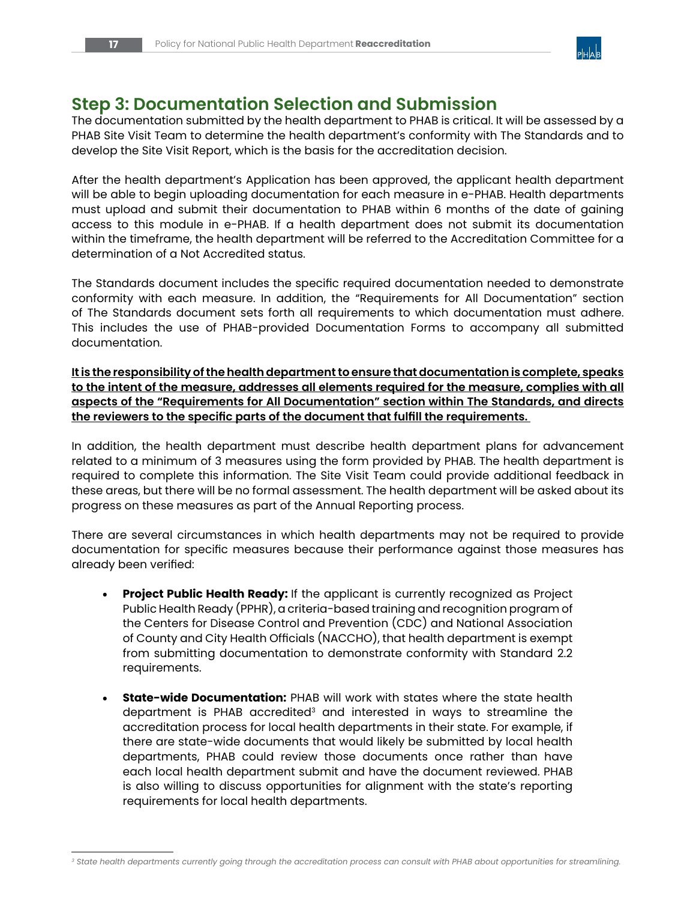## Step 3: Documentation Selection and Submission

The documentation submitted by the health department to PHAB is critical. It will be assessed by a PHAB Site Visit Team to determine the health department's conformity with The Standards and to develop the Site Visit Report, which is the basis for the accreditation decision.

After the health department's Application has been approved, the applicant health department will be able to begin uploading documentation for each measure in e-PHAB. Health departments must upload and submit their documentation to PHAB within 6 months of the date of gaining access to this module in e-PHAB. If a health department does not submit its documentation within the timeframe, the health department will be referred to the Accreditation Committee for a determination of a Not Accredited status.

The Standards document includes the specific required documentation needed to demonstrate conformity with each measure. In addition, the "Requirements for All Documentation" section of The Standards document sets forth all requirements to which documentation must adhere. This includes the use of PHAB-provided Documentation Forms to accompany all submitted documentation.

**It is the responsibility of the health department to ensure that documentation is complete, speaks to the intent of the measure, addresses all elements required for the measure, complies with all aspects of the "Requirements for All Documentation" section within The Standards, and directs the reviewers to the specific parts of the document that fulfill the requirements.**

In addition, the health department must describe health department plans for advancement related to a minimum of 3 measures using the form provided by PHAB. The health department is required to complete this information. The Site Visit Team could provide additional feedback in these areas, but there will be no formal assessment. The health department will be asked about its progress on these measures as part of the Annual Reporting process.

There are several circumstances in which health departments may not be required to provide documentation for specific measures because their performance against those measures has already been verified:

- **Project Public Health Ready:** If the applicant is currently recognized as Project Public Health Ready (PPHR), a criteria-based training and recognition program of the Centers for Disease Control and Prevention (CDC) and National Association of County and City Health Officials (NACCHO), that health department is exempt from submitting documentation to demonstrate conformity with Standard 2.2 requirements.
- **State-wide Documentation:** PHAB will work with states where the state health department is PHAB accredited[3] and interested in ways to streamline the accreditation process for local health departments in their state. For example, if there are state-wide documents that would likely be submitted by local health departments, PHAB could review those documents once rather than have each local health department submit and have the document reviewed. PHAB is also willing to discuss opportunities for alignment with the state's reporting requirements for local health departments.

[3] *State health departments currently going through the accreditation process can consult with PHAB about opportunities for streamlining.*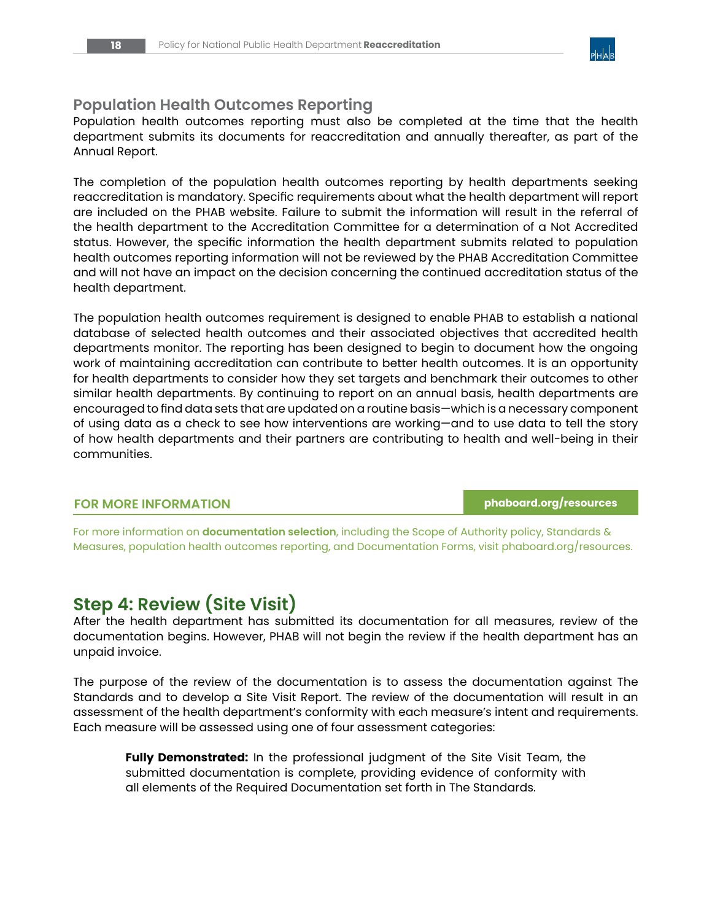## Population Health Outcomes Reporting

Population health outcomes reporting must also be completed at the time that the health department submits its documents for reaccreditation and annually thereafter, as part of the Annual Report.

The completion of the population health outcomes reporting by health departments seeking reaccreditation is mandatory. Specific requirements about what the health department will report are included on the PHAB website. Failure to submit the information will result in the referral of the health department to the Accreditation Committee for a determination of a Not Accredited status. However, the specific information the health department submits related to population health outcomes reporting information will not be reviewed by the PHAB Accreditation Committee and will not have an impact on the decision concerning the continued accreditation status of the health department.

The population health outcomes requirement is designed to enable PHAB to establish a national database of selected health outcomes and their associated objectives that accredited health departments monitor. The reporting has been designed to begin to document how the ongoing work of maintaining accreditation can contribute to better health outcomes. It is an opportunity for health departments to consider how they set targets and benchmark their outcomes to other similar health departments. By continuing to report on an annual basis, health departments are encouraged to find data sets that are updated on a routine basis—which is a necessary component of using data as a check to see how interventions are working—and to use data to tell the story of how health departments and their partners are contributing to health and well-being in their communities.

**FOR MORE INFORMATION** — **phaboard.org/resources**

For more information on **documentation selection**, including the Scope of Authority policy, Standards & Measures, population health outcomes reporting, and Documentation Forms, visit phaboard.org/resources.

# Step 4: Review (Site Visit)

After the health department has submitted its documentation for all measures, review of the documentation begins. However, PHAB will not begin the review if the health department has an unpaid invoice.

The purpose of the review of the documentation is to assess the documentation against The Standards and to develop a Site Visit Report. The review of the documentation will result in an assessment of the health department's conformity with each measure's intent and requirements. Each measure will be assessed using one of four assessment categories:

> **Fully Demonstrated:** In the professional judgment of the Site Visit Team, the submitted documentation is complete, providing evidence of conformity with all elements of the Required Documentation set forth in The Standards.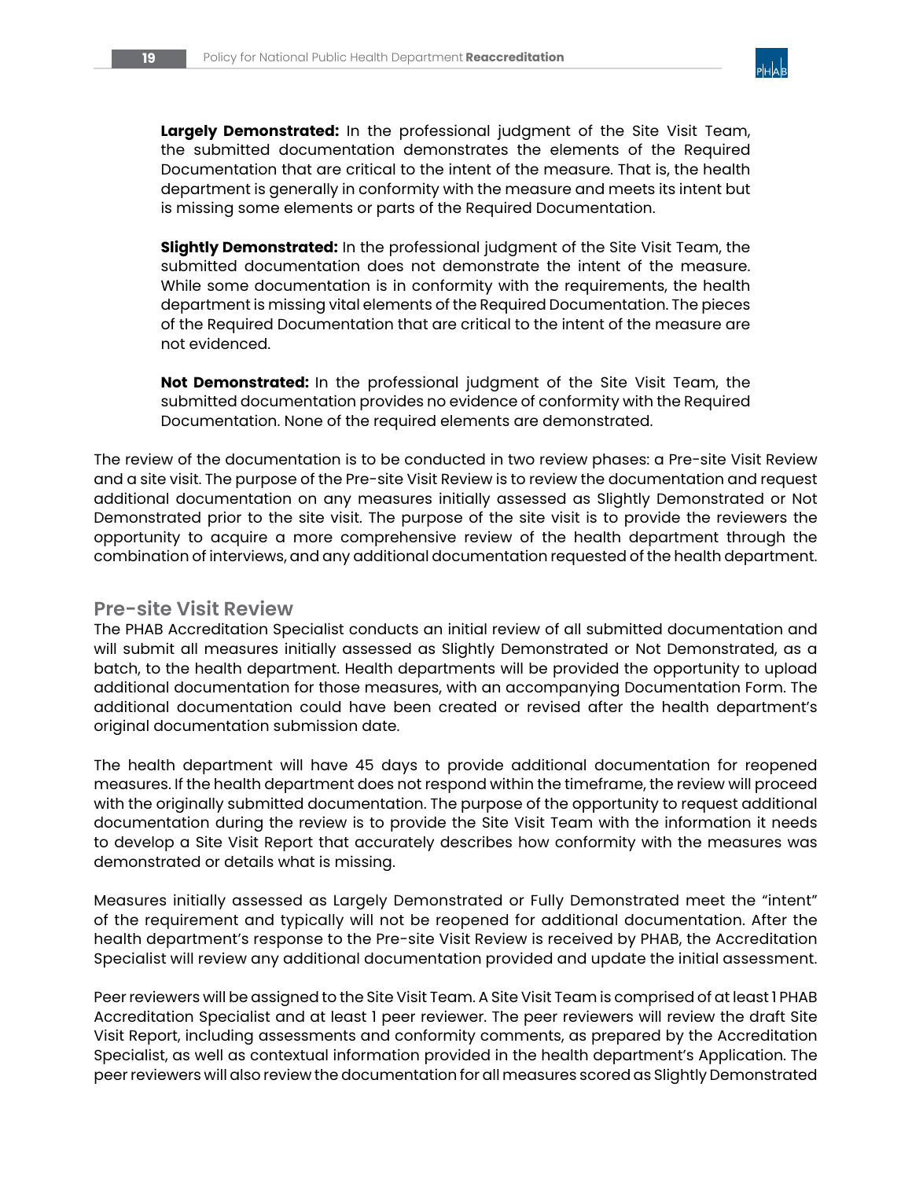**Largely Demonstrated:** In the professional judgment of the Site Visit Team, the submitted documentation demonstrates the elements of the Required Documentation that are critical to the intent of the measure. That is, the health department is generally in conformity with the measure and meets its intent but is missing some elements or parts of the Required Documentation.

**Slightly Demonstrated:** In the professional judgment of the Site Visit Team, the submitted documentation does not demonstrate the intent of the measure. While some documentation is in conformity with the requirements, the health department is missing vital elements of the Required Documentation. The pieces of the Required Documentation that are critical to the intent of the measure are not evidenced.

**Not Demonstrated:** In the professional judgment of the Site Visit Team, the submitted documentation provides no evidence of conformity with the Required Documentation. None of the required elements are demonstrated.

The review of the documentation is to be conducted in two review phases: a Pre-site Visit Review and a site visit. The purpose of the Pre-site Visit Review is to review the documentation and request additional documentation on any measures initially assessed as Slightly Demonstrated or Not Demonstrated prior to the site visit. The purpose of the site visit is to provide the reviewers the opportunity to acquire a more comprehensive review of the health department through the combination of interviews, and any additional documentation requested of the health department.

## Pre-site Visit Review

The PHAB Accreditation Specialist conducts an initial review of all submitted documentation and will submit all measures initially assessed as Slightly Demonstrated or Not Demonstrated, as a batch, to the health department. Health departments will be provided the opportunity to upload additional documentation for those measures, with an accompanying Documentation Form. The additional documentation could have been created or revised after the health department's original documentation submission date.

The health department will have 45 days to provide additional documentation for reopened measures. If the health department does not respond within the timeframe, the review will proceed with the originally submitted documentation. The purpose of the opportunity to request additional documentation during the review is to provide the Site Visit Team with the information it needs to develop a Site Visit Report that accurately describes how conformity with the measures was demonstrated or details what is missing.

Measures initially assessed as Largely Demonstrated or Fully Demonstrated meet the "intent" of the requirement and typically will not be reopened for additional documentation. After the health department's response to the Pre-site Visit Review is received by PHAB, the Accreditation Specialist will review any additional documentation provided and update the initial assessment.

Peer reviewers will be assigned to the Site Visit Team. A Site Visit Team is comprised of at least 1 PHAB Accreditation Specialist and at least 1 peer reviewer. The peer reviewers will review the draft Site Visit Report, including assessments and conformity comments, as prepared by the Accreditation Specialist, as well as contextual information provided in the health department's Application. The peer reviewers will also review the documentation for all measures scored as Slightly Demonstrated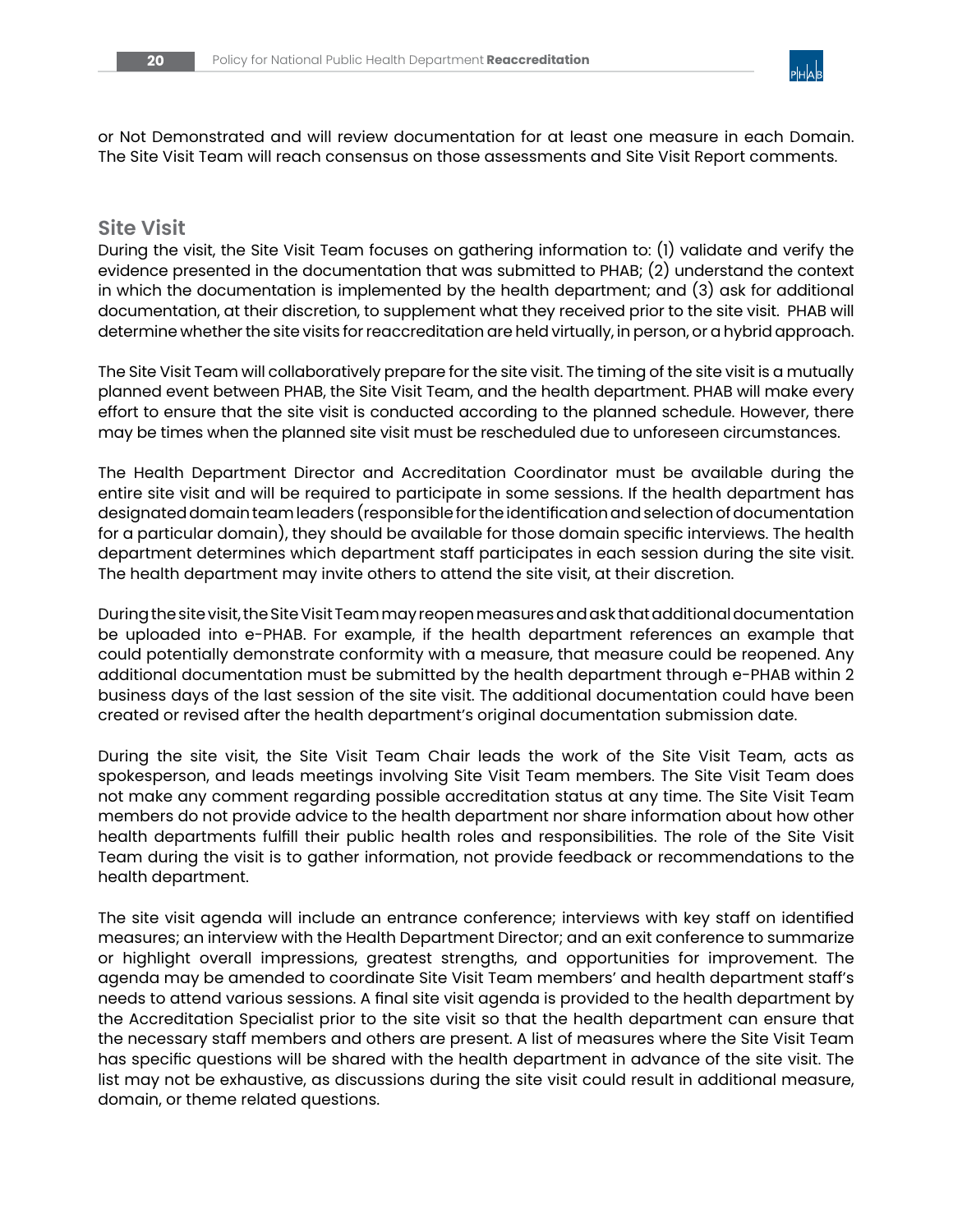or Not Demonstrated and will review documentation for at least one measure in each Domain. The Site Visit Team will reach consensus on those assessments and Site Visit Report comments.

## Site Visit

During the visit, the Site Visit Team focuses on gathering information to: (1) validate and verify the evidence presented in the documentation that was submitted to PHAB; (2) understand the context in which the documentation is implemented by the health department; and (3) ask for additional documentation, at their discretion, to supplement what they received prior to the site visit. PHAB will determine whether the site visits for reaccreditation are held virtually, in person, or a hybrid approach.

The Site Visit Team will collaboratively prepare for the site visit. The timing of the site visit is a mutually planned event between PHAB, the Site Visit Team, and the health department. PHAB will make every effort to ensure that the site visit is conducted according to the planned schedule. However, there may be times when the planned site visit must be rescheduled due to unforeseen circumstances.

The Health Department Director and Accreditation Coordinator must be available during the entire site visit and will be required to participate in some sessions. If the health department has designated domain team leaders (responsible for the identification and selection of documentation for a particular domain), they should be available for those domain specific interviews. The health department determines which department staff participates in each session during the site visit. The health department may invite others to attend the site visit, at their discretion.

During the site visit, the Site Visit Team may reopen measures and ask that additional documentation be uploaded into e-PHAB. For example, if the health department references an example that could potentially demonstrate conformity with a measure, that measure could be reopened. Any additional documentation must be submitted by the health department through e-PHAB within 2 business days of the last session of the site visit. The additional documentation could have been created or revised after the health department's original documentation submission date.

During the site visit, the Site Visit Team Chair leads the work of the Site Visit Team, acts as spokesperson, and leads meetings involving Site Visit Team members. The Site Visit Team does not make any comment regarding possible accreditation status at any time. The Site Visit Team members do not provide advice to the health department nor share information about how other health departments fulfill their public health roles and responsibilities. The role of the Site Visit Team during the visit is to gather information, not provide feedback or recommendations to the health department.

The site visit agenda will include an entrance conference; interviews with key staff on identified measures; an interview with the Health Department Director; and an exit conference to summarize or highlight overall impressions, greatest strengths, and opportunities for improvement. The agenda may be amended to coordinate Site Visit Team members' and health department staff's needs to attend various sessions. A final site visit agenda is provided to the health department by the Accreditation Specialist prior to the site visit so that the health department can ensure that the necessary staff members and others are present. A list of measures where the Site Visit Team has specific questions will be shared with the health department in advance of the site visit. The list may not be exhaustive, as discussions during the site visit could result in additional measure, domain, or theme related questions.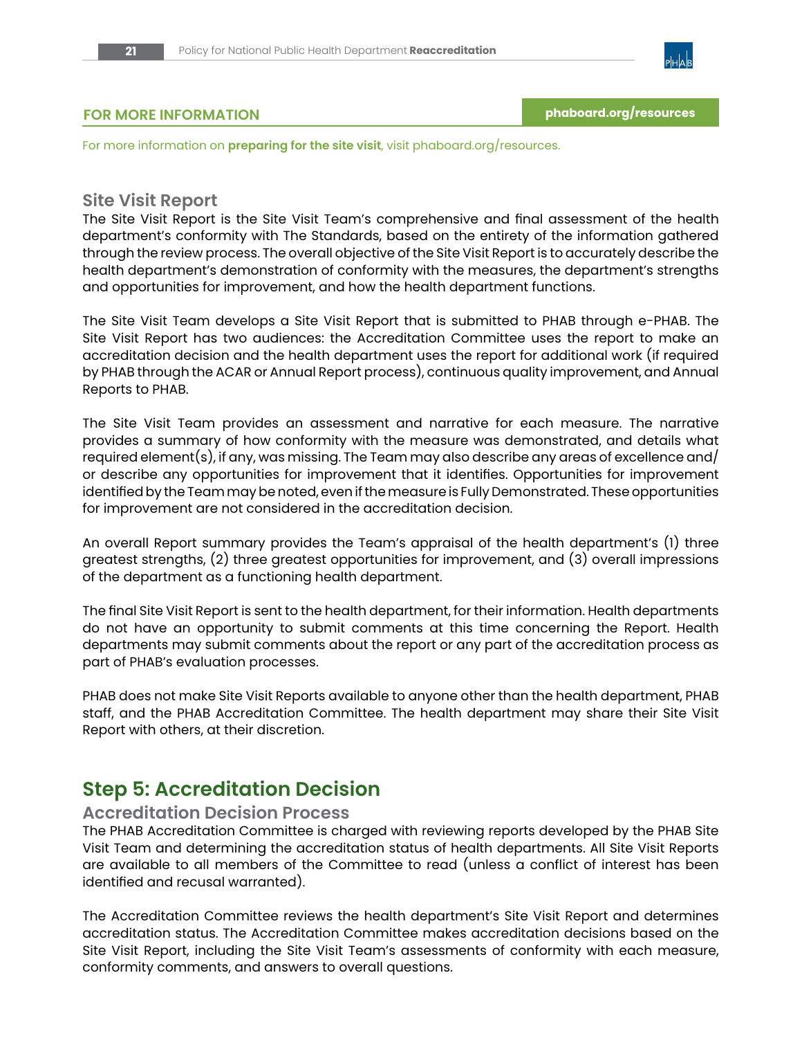**FOR MORE INFORMATION** — **phaboard.org/resources**

For more information on **preparing for the site visit**, visit phaboard.org/resources.

### Site Visit Report

The Site Visit Report is the Site Visit Team's comprehensive and final assessment of the health department's conformity with The Standards, based on the entirety of the information gathered through the review process. The overall objective of the Site Visit Report is to accurately describe the health department's demonstration of conformity with the measures, the department's strengths and opportunities for improvement, and how the health department functions.

The Site Visit Team develops a Site Visit Report that is submitted to PHAB through e-PHAB. The Site Visit Report has two audiences: the Accreditation Committee uses the report to make an accreditation decision and the health department uses the report for additional work (if required by PHAB through the ACAR or Annual Report process), continuous quality improvement, and Annual Reports to PHAB.

The Site Visit Team provides an assessment and narrative for each measure. The narrative provides a summary of how conformity with the measure was demonstrated, and details what required element(s), if any, was missing. The Team may also describe any areas of excellence and/or describe any opportunities for improvement that it identifies. Opportunities for improvement identified by the Team may be noted, even if the measure is Fully Demonstrated. These opportunities for improvement are not considered in the accreditation decision.

An overall Report summary provides the Team's appraisal of the health department's (1) three greatest strengths, (2) three greatest opportunities for improvement, and (3) overall impressions of the department as a functioning health department.

The final Site Visit Report is sent to the health department, for their information. Health departments do not have an opportunity to submit comments at this time concerning the Report. Health departments may submit comments about the report or any part of the accreditation process as part of PHAB's evaluation processes.

PHAB does not make Site Visit Reports available to anyone other than the health department, PHAB staff, and the PHAB Accreditation Committee. The health department may share their Site Visit Report with others, at their discretion.

## Step 5: Accreditation Decision

### Accreditation Decision Process

The PHAB Accreditation Committee is charged with reviewing reports developed by the PHAB Site Visit Team and determining the accreditation status of health departments. All Site Visit Reports are available to all members of the Committee to read (unless a conflict of interest has been identified and recusal warranted).

The Accreditation Committee reviews the health department's Site Visit Report and determines accreditation status. The Accreditation Committee makes accreditation decisions based on the Site Visit Report, including the Site Visit Team's assessments of conformity with each measure, conformity comments, and answers to overall questions.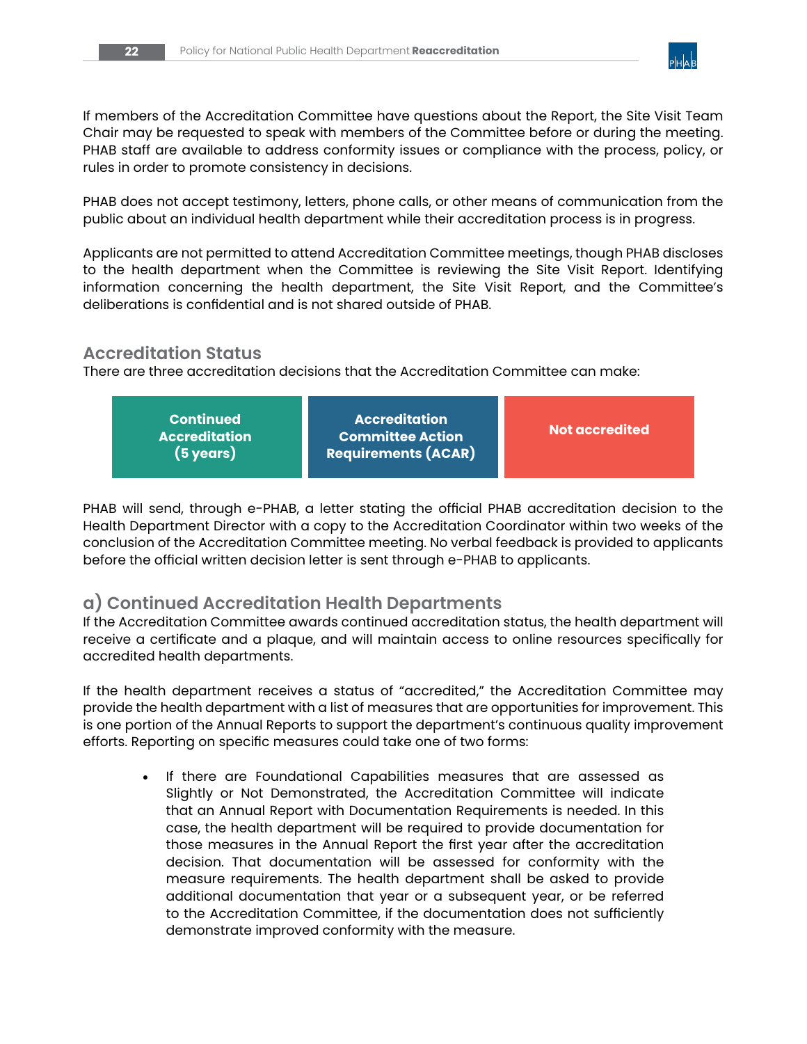If members of the Accreditation Committee have questions about the Report, the Site Visit Team Chair may be requested to speak with members of the Committee before or during the meeting. PHAB staff are available to address conformity issues or compliance with the process, policy, or rules in order to promote consistency in decisions.

PHAB does not accept testimony, letters, phone calls, or other means of communication from the public about an individual health department while their accreditation process is in progress.

Applicants are not permitted to attend Accreditation Committee meetings, though PHAB discloses to the health department when the Committee is reviewing the Site Visit Report. Identifying information concerning the health department, the Site Visit Report, and the Committee's deliberations is confidential and is not shared outside of PHAB.

## Accreditation Status

There are three accreditation decisions that the Accreditation Committee can make:

| Continued Accreditation (5 years) | Accreditation Committee Action Requirements (ACAR) | Not accredited |
|---|---|---|

PHAB will send, through e-PHAB, a letter stating the official PHAB accreditation decision to the Health Department Director with a copy to the Accreditation Coordinator within two weeks of the conclusion of the Accreditation Committee meeting. No verbal feedback is provided to applicants before the official written decision letter is sent through e-PHAB to applicants.

## a) Continued Accreditation Health Departments

If the Accreditation Committee awards continued accreditation status, the health department will receive a certificate and a plaque, and will maintain access to online resources specifically for accredited health departments.

If the health department receives a status of "accredited," the Accreditation Committee may provide the health department with a list of measures that are opportunities for improvement. This is one portion of the Annual Reports to support the department's continuous quality improvement efforts. Reporting on specific measures could take one of two forms:

- If there are Foundational Capabilities measures that are assessed as Slightly or Not Demonstrated, the Accreditation Committee will indicate that an Annual Report with Documentation Requirements is needed. In this case, the health department will be required to provide documentation for those measures in the Annual Report the first year after the accreditation decision. That documentation will be assessed for conformity with the measure requirements. The health department shall be asked to provide additional documentation that year or a subsequent year, or be referred to the Accreditation Committee, if the documentation does not sufficiently demonstrate improved conformity with the measure.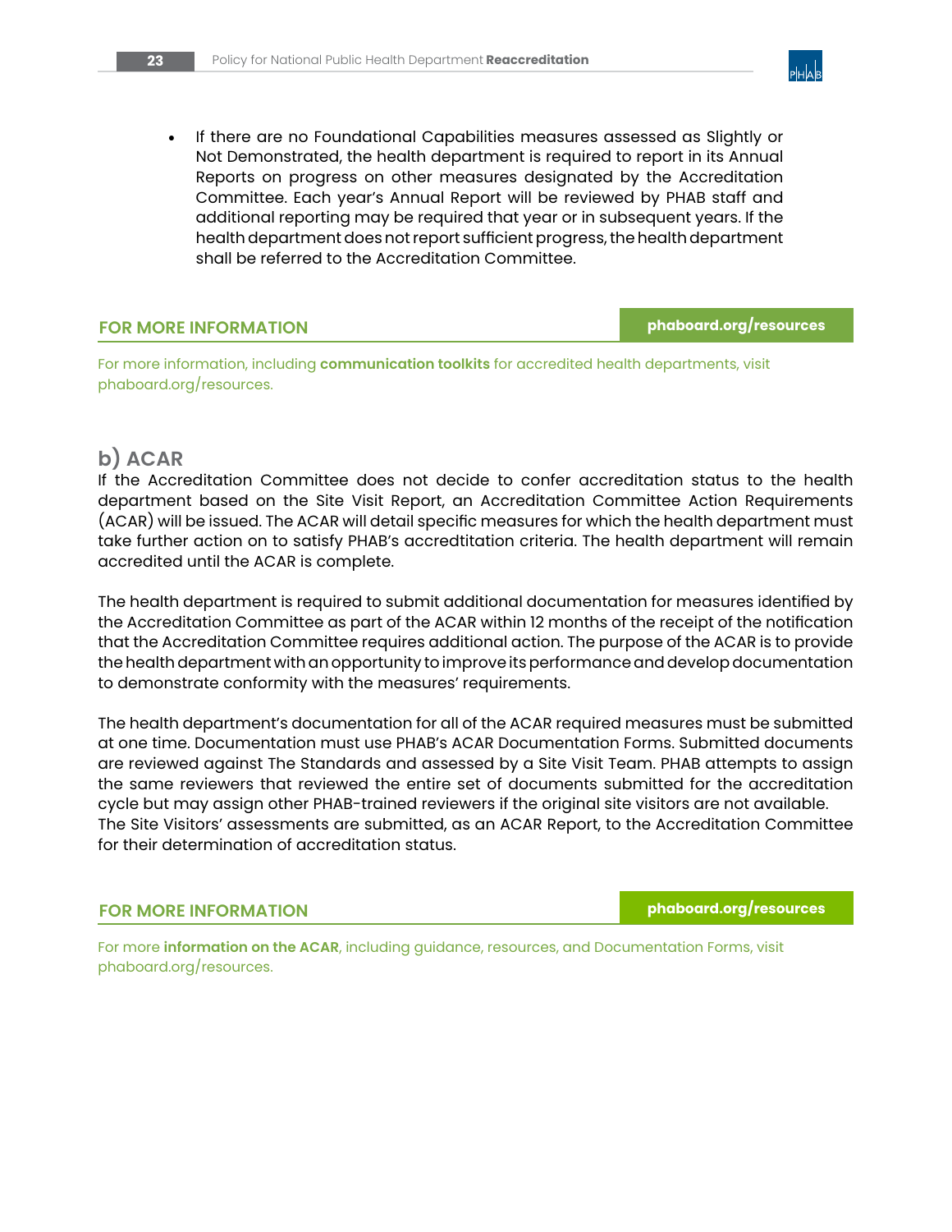- If there are no Foundational Capabilities measures assessed as Slightly or Not Demonstrated, the health department is required to report in its Annual Reports on progress on other measures designated by the Accreditation Committee. Each year's Annual Report will be reviewed by PHAB staff and additional reporting may be required that year or in subsequent years. If the health department does not report sufficient progress, the health department shall be referred to the Accreditation Committee.

**FOR MORE INFORMATION** | **phaboard.org/resources**

For more information, including **communication toolkits** for accredited health departments, visit phaboard.org/resources.

## b) ACAR

If the Accreditation Committee does not decide to confer accreditation status to the health department based on the Site Visit Report, an Accreditation Committee Action Requirements (ACAR) will be issued. The ACAR will detail specific measures for which the health department must take further action on to satisfy PHAB's accredtitation criteria. The health department will remain accredited until the ACAR is complete.

The health department is required to submit additional documentation for measures identified by the Accreditation Committee as part of the ACAR within 12 months of the receipt of the notification that the Accreditation Committee requires additional action. The purpose of the ACAR is to provide the health department with an opportunity to improve its performance and develop documentation to demonstrate conformity with the measures' requirements.

The health department's documentation for all of the ACAR required measures must be submitted at one time. Documentation must use PHAB's ACAR Documentation Forms. Submitted documents are reviewed against The Standards and assessed by a Site Visit Team. PHAB attempts to assign the same reviewers that reviewed the entire set of documents submitted for the accreditation cycle but may assign other PHAB-trained reviewers if the original site visitors are not available. The Site Visitors' assessments are submitted, as an ACAR Report, to the Accreditation Committee for their determination of accreditation status.

**FOR MORE INFORMATION** | **phaboard.org/resources**

For more **information on the ACAR**, including guidance, resources, and Documentation Forms, visit phaboard.org/resources.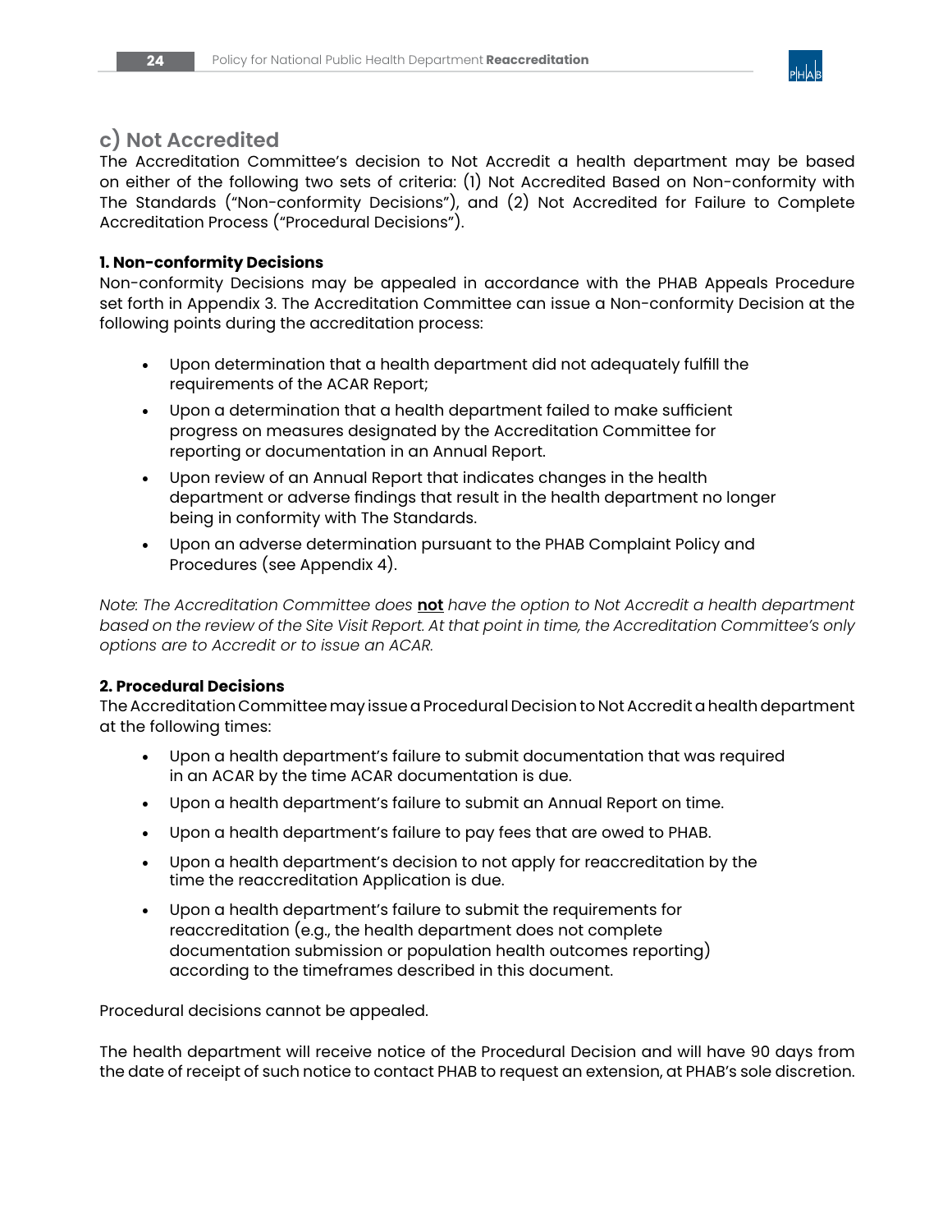## c) Not Accredited

The Accreditation Committee's decision to Not Accredit a health department may be based on either of the following two sets of criteria: (1) Not Accredited Based on Non-conformity with The Standards ("Non-conformity Decisions"), and (2) Not Accredited for Failure to Complete Accreditation Process ("Procedural Decisions").

**1. Non-conformity Decisions**

Non-conformity Decisions may be appealed in accordance with the PHAB Appeals Procedure set forth in Appendix 3. The Accreditation Committee can issue a Non-conformity Decision at the following points during the accreditation process:

- Upon determination that a health department did not adequately fulfill the requirements of the ACAR Report;
- Upon a determination that a health department failed to make sufficient progress on measures designated by the Accreditation Committee for reporting or documentation in an Annual Report.
- Upon review of an Annual Report that indicates changes in the health department or adverse findings that result in the health department no longer being in conformity with The Standards.
- Upon an adverse determination pursuant to the PHAB Complaint Policy and Procedures (see Appendix 4).

*Note: The Accreditation Committee does* ***not*** *have the option to Not Accredit a health department based on the review of the Site Visit Report. At that point in time, the Accreditation Committee's only options are to Accredit or to issue an ACAR.*

**2. Procedural Decisions**

The Accreditation Committee may issue a Procedural Decision to Not Accredit a health department at the following times:

- Upon a health department's failure to submit documentation that was required in an ACAR by the time ACAR documentation is due.
- Upon a health department's failure to submit an Annual Report on time.
- Upon a health department's failure to pay fees that are owed to PHAB.
- Upon a health department's decision to not apply for reaccreditation by the time the reaccreditation Application is due.
- Upon a health department's failure to submit the requirements for reaccreditation (e.g., the health department does not complete documentation submission or population health outcomes reporting) according to the timeframes described in this document.

Procedural decisions cannot be appealed.

The health department will receive notice of the Procedural Decision and will have 90 days from the date of receipt of such notice to contact PHAB to request an extension, at PHAB's sole discretion.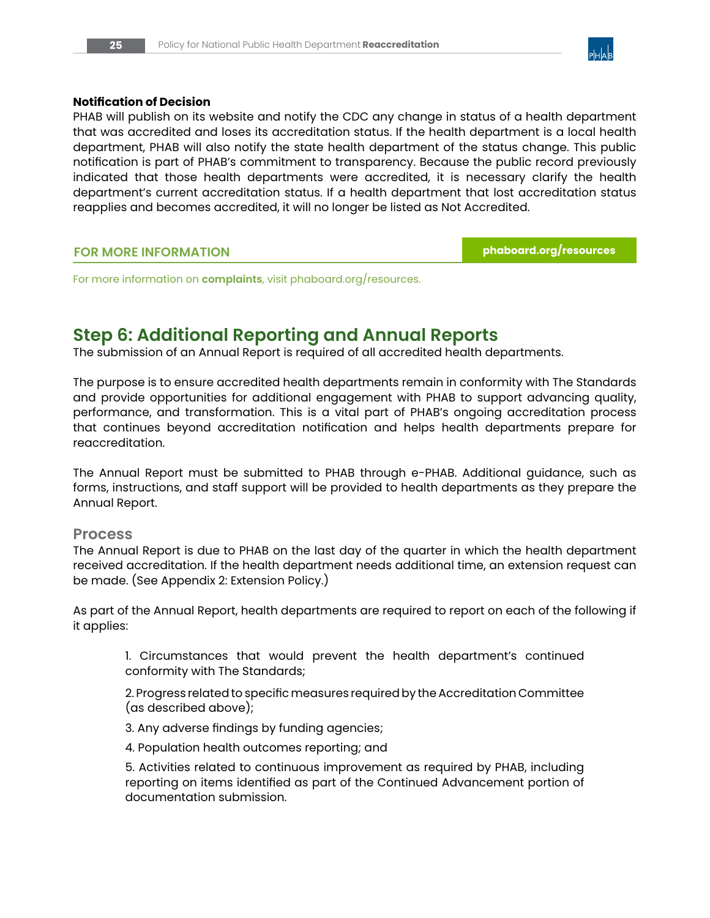**Notification of Decision**

PHAB will publish on its website and notify the CDC any change in status of a health department that was accredited and loses its accreditation status. If the health department is a local health department, PHAB will also notify the state health department of the status change. This public notification is part of PHAB's commitment to transparency. Because the public record previously indicated that those health departments were accredited, it is necessary clarify the health department's current accreditation status. If a health department that lost accreditation status reapplies and becomes accredited, it will no longer be listed as Not Accredited.

**FOR MORE INFORMATION** — **phaboard.org/resources**

For more information on **complaints**, visit phaboard.org/resources.

## Step 6: Additional Reporting and Annual Reports

The submission of an Annual Report is required of all accredited health departments.

The purpose is to ensure accredited health departments remain in conformity with The Standards and provide opportunities for additional engagement with PHAB to support advancing quality, performance, and transformation. This is a vital part of PHAB's ongoing accreditation process that continues beyond accreditation notification and helps health departments prepare for reaccreditation.

The Annual Report must be submitted to PHAB through e-PHAB. Additional guidance, such as forms, instructions, and staff support will be provided to health departments as they prepare the Annual Report.

### Process

The Annual Report is due to PHAB on the last day of the quarter in which the health department received accreditation. If the health department needs additional time, an extension request can be made. (See Appendix 2: Extension Policy.)

As part of the Annual Report, health departments are required to report on each of the following if it applies:

1. Circumstances that would prevent the health department's continued conformity with The Standards;
2. Progress related to specific measures required by the Accreditation Committee (as described above);
3. Any adverse findings by funding agencies;
4. Population health outcomes reporting; and
5. Activities related to continuous improvement as required by PHAB, including reporting on items identified as part of the Continued Advancement portion of documentation submission.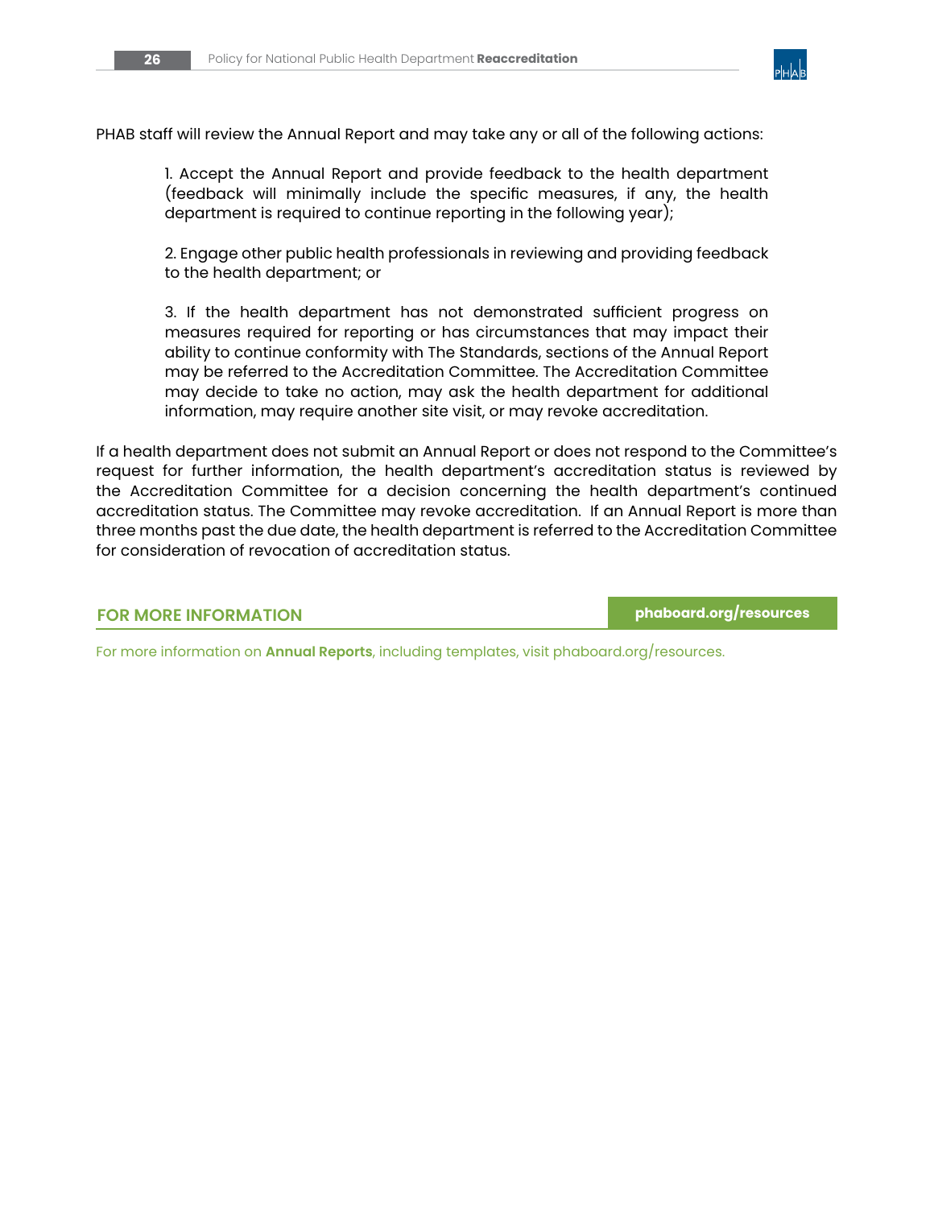PHAB staff will review the Annual Report and may take any or all of the following actions:

1. Accept the Annual Report and provide feedback to the health department (feedback will minimally include the specific measures, if any, the health department is required to continue reporting in the following year);

2. Engage other public health professionals in reviewing and providing feedback to the health department; or

3. If the health department has not demonstrated sufficient progress on measures required for reporting or has circumstances that may impact their ability to continue conformity with The Standards, sections of the Annual Report may be referred to the Accreditation Committee. The Accreditation Committee may decide to take no action, may ask the health department for additional information, may require another site visit, or may revoke accreditation.

If a health department does not submit an Annual Report or does not respond to the Committee's request for further information, the health department's accreditation status is reviewed by the Accreditation Committee for a decision concerning the health department's continued accreditation status. The Committee may revoke accreditation. If an Annual Report is more than three months past the due date, the health department is referred to the Accreditation Committee for consideration of revocation of accreditation status.

## FOR MORE INFORMATION

**phaboard.org/resources**

For more information on **Annual Reports**, including templates, visit phaboard.org/resources.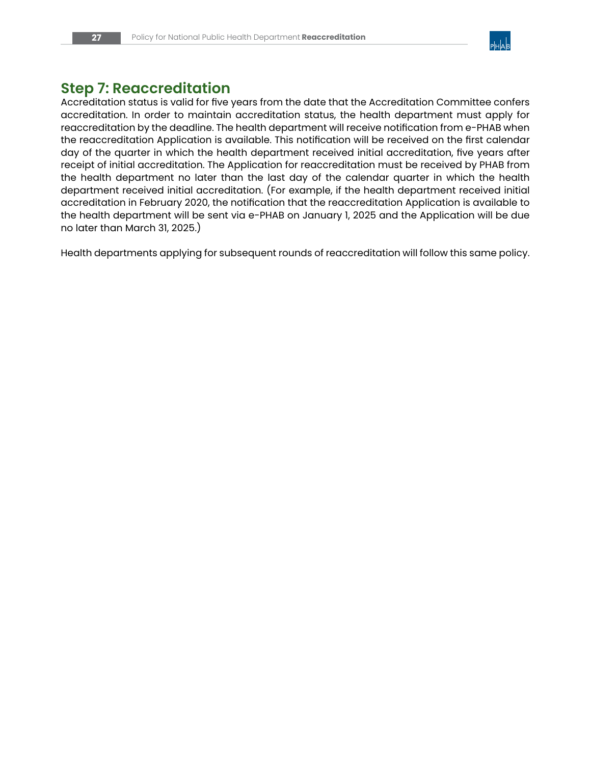## Step 7: Reaccreditation

Accreditation status is valid for five years from the date that the Accreditation Committee confers accreditation. In order to maintain accreditation status, the health department must apply for reaccreditation by the deadline. The health department will receive notification from e-PHAB when the reaccreditation Application is available. This notification will be received on the first calendar day of the quarter in which the health department received initial accreditation, five years after receipt of initial accreditation. The Application for reaccreditation must be received by PHAB from the health department no later than the last day of the calendar quarter in which the health department received initial accreditation. (For example, if the health department received initial accreditation in February 2020, the notification that the reaccreditation Application is available to the health department will be sent via e-PHAB on January 1, 2025 and the Application will be due no later than March 31, 2025.)

Health departments applying for subsequent rounds of reaccreditation will follow this same policy.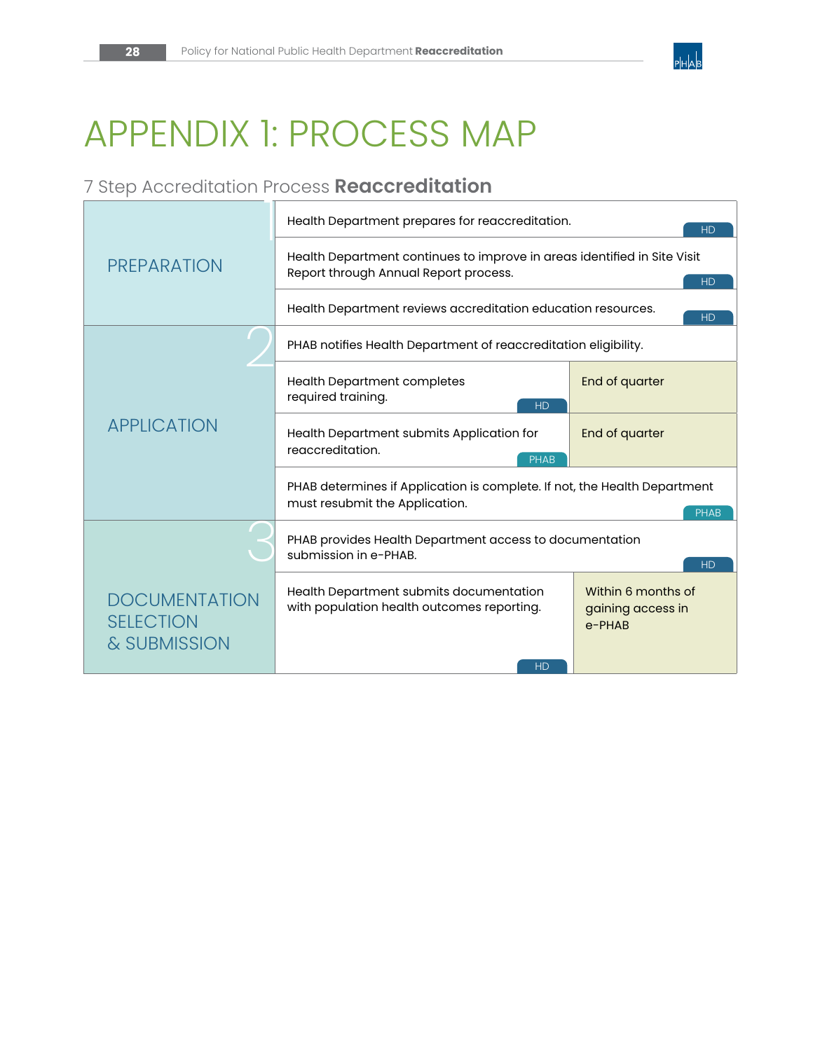# APPENDIX 1: PROCESS MAP

## 7 Step Accreditation Process **Reaccreditation**

| Step | Activity | Responsible | Timeline |
|---|---|---|---|
| 1 PREPARATION | Health Department prepares for reaccreditation. | HD | |
| | Health Department continues to improve in areas identified in Site Visit Report through Annual Report process. | HD | |
| | Health Department reviews accreditation education resources. | HD | |
| 2 APPLICATION | PHAB notifies Health Department of reaccreditation eligibility. | | |
| | Health Department completes required training. | HD | End of quarter |
| | Health Department submits Application for reaccreditation. | PHAB | End of quarter |
| | PHAB determines if Application is complete. If not, the Health Department must resubmit the Application. | PHAB | |
| 3 DOCUMENTATION SELECTION & SUBMISSION | PHAB provides Health Department access to documentation submission in e-PHAB. | HD | |
| | Health Department submits documentation with population health outcomes reporting. | HD | Within 6 months of gaining access in e-PHAB |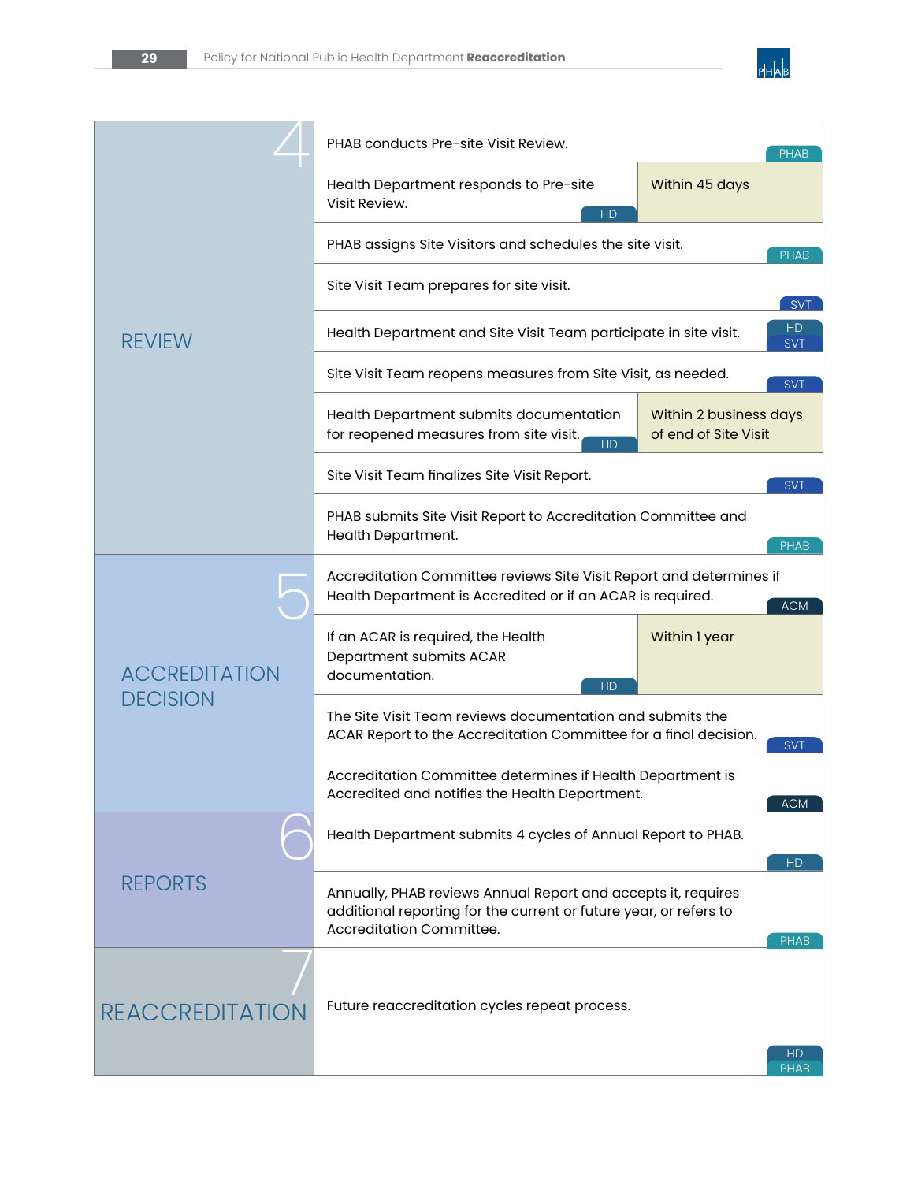| Phase | Step | Responsible | Timeline |
|---|---|---|---|
| 4 REVIEW | PHAB conducts Pre-site Visit Review. | PHAB | |
| | Health Department responds to Pre-site Visit Review. | HD | Within 45 days |
| | PHAB assigns Site Visitors and schedules the site visit. | PHAB | |
| | Site Visit Team prepares for site visit. | SVT | |
| | Health Department and Site Visit Team participate in site visit. | HD, SVT | |
| | Site Visit Team reopens measures from Site Visit, as needed. | SVT | |
| | Health Department submits documentation for reopened measures from site visit. | HD | Within 2 business days of end of Site Visit |
| | Site Visit Team finalizes Site Visit Report. | SVT | |
| | PHAB submits Site Visit Report to Accreditation Committee and Health Department. | PHAB | |
| 5 ACCREDITATION DECISION | Accreditation Committee reviews Site Visit Report and determines if Health Department is Accredited or if an ACAR is required. | ACM | |
| | If an ACAR is required, the Health Department submits ACAR documentation. | HD | Within 1 year |
| | The Site Visit Team reviews documentation and submits the ACAR Report to the Accreditation Committee for a final decision. | SVT | |
| | Accreditation Committee determines if Health Department is Accredited and notifies the Health Department. | ACM | |
| 6 REPORTS | Health Department submits 4 cycles of Annual Report to PHAB. | HD | |
| | Annually, PHAB reviews Annual Report and accepts it, requires additional reporting for the current or future year, or refers to Accreditation Committee. | PHAB | |
| 7 REACCREDITATION | Future reaccreditation cycles repeat process. | HD, PHAB | |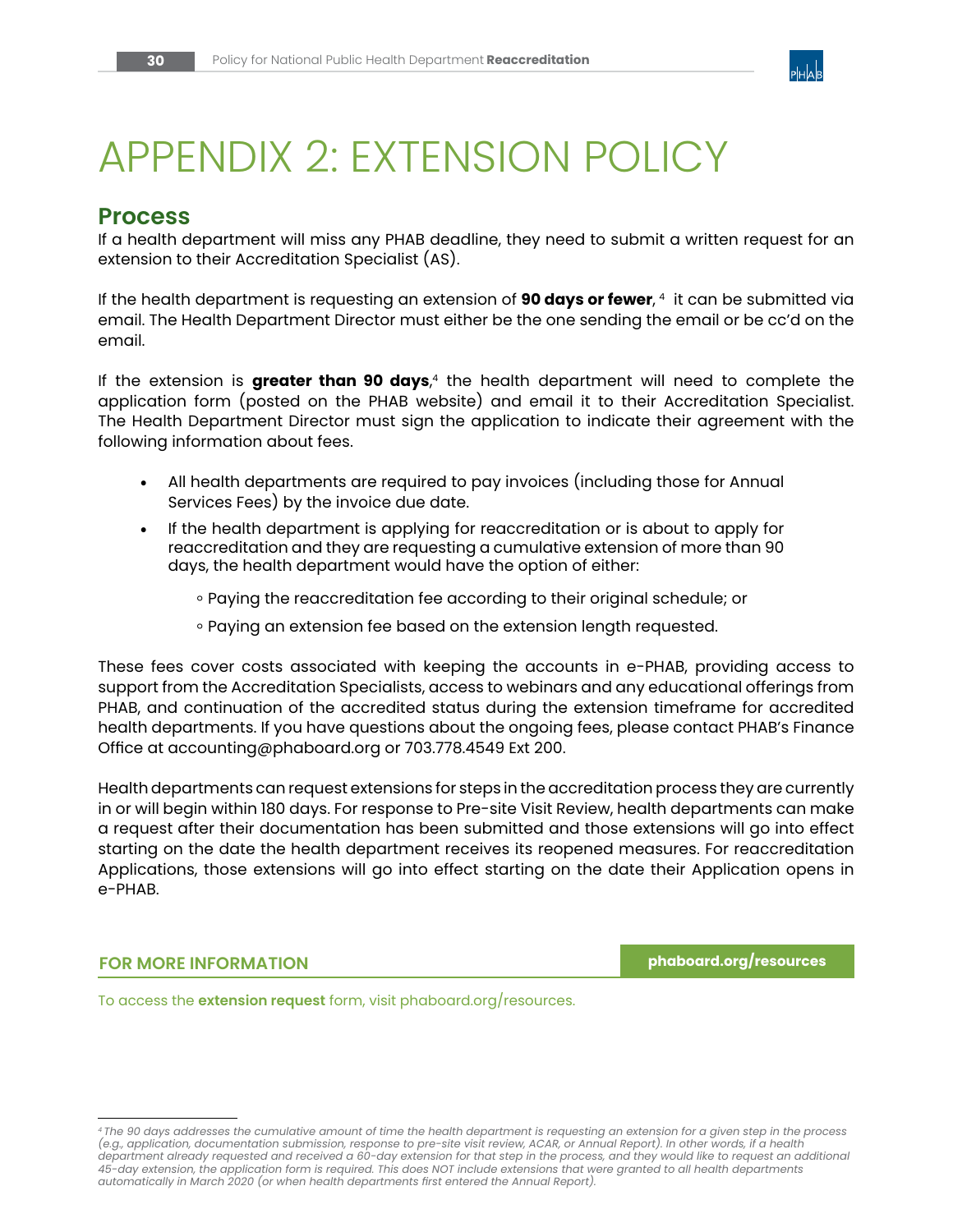# APPENDIX 2: EXTENSION POLICY

## Process

If a health department will miss any PHAB deadline, they need to submit a written request for an extension to their Accreditation Specialist (AS).

If the health department is requesting an extension of **90 days or fewer**, [4] it can be submitted via email. The Health Department Director must either be the one sending the email or be cc'd on the email.

If the extension is **greater than 90 days**,[4] the health department will need to complete the application form (posted on the PHAB website) and email it to their Accreditation Specialist. The Health Department Director must sign the application to indicate their agreement with the following information about fees.

- All health departments are required to pay invoices (including those for Annual Services Fees) by the invoice due date.
- If the health department is applying for reaccreditation or is about to apply for reaccreditation and they are requesting a cumulative extension of more than 90 days, the health department would have the option of either:
    - Paying the reaccreditation fee according to their original schedule; or
    - Paying an extension fee based on the extension length requested.

These fees cover costs associated with keeping the accounts in e-PHAB, providing access to support from the Accreditation Specialists, access to webinars and any educational offerings from PHAB, and continuation of the accredited status during the extension timeframe for accredited health departments. If you have questions about the ongoing fees, please contact PHAB's Finance Office at accounting@phaboard.org or 703.778.4549 Ext 200.

Health departments can request extensions for steps in the accreditation process they are currently in or will begin within 180 days. For response to Pre-site Visit Review, health departments can make a request after their documentation has been submitted and those extensions will go into effect starting on the date the health department receives its reopened measures. For reaccreditation Applications, those extensions will go into effect starting on the date their Application opens in e-PHAB.

**FOR MORE INFORMATION** — **phaboard.org/resources**

To access the **extension request** form, visit phaboard.org/resources.

---

[4] *The 90 days addresses the cumulative amount of time the health department is requesting an extension for a given step in the process (e.g., application, documentation submission, response to pre-site visit review, ACAR, or Annual Report). In other words, if a health department already requested and received a 60-day extension for that step in the process, and they would like to request an additional 45-day extension, the application form is required. This does NOT include extensions that were granted to all health departments automatically in March 2020 (or when health departments first entered the Annual Report).*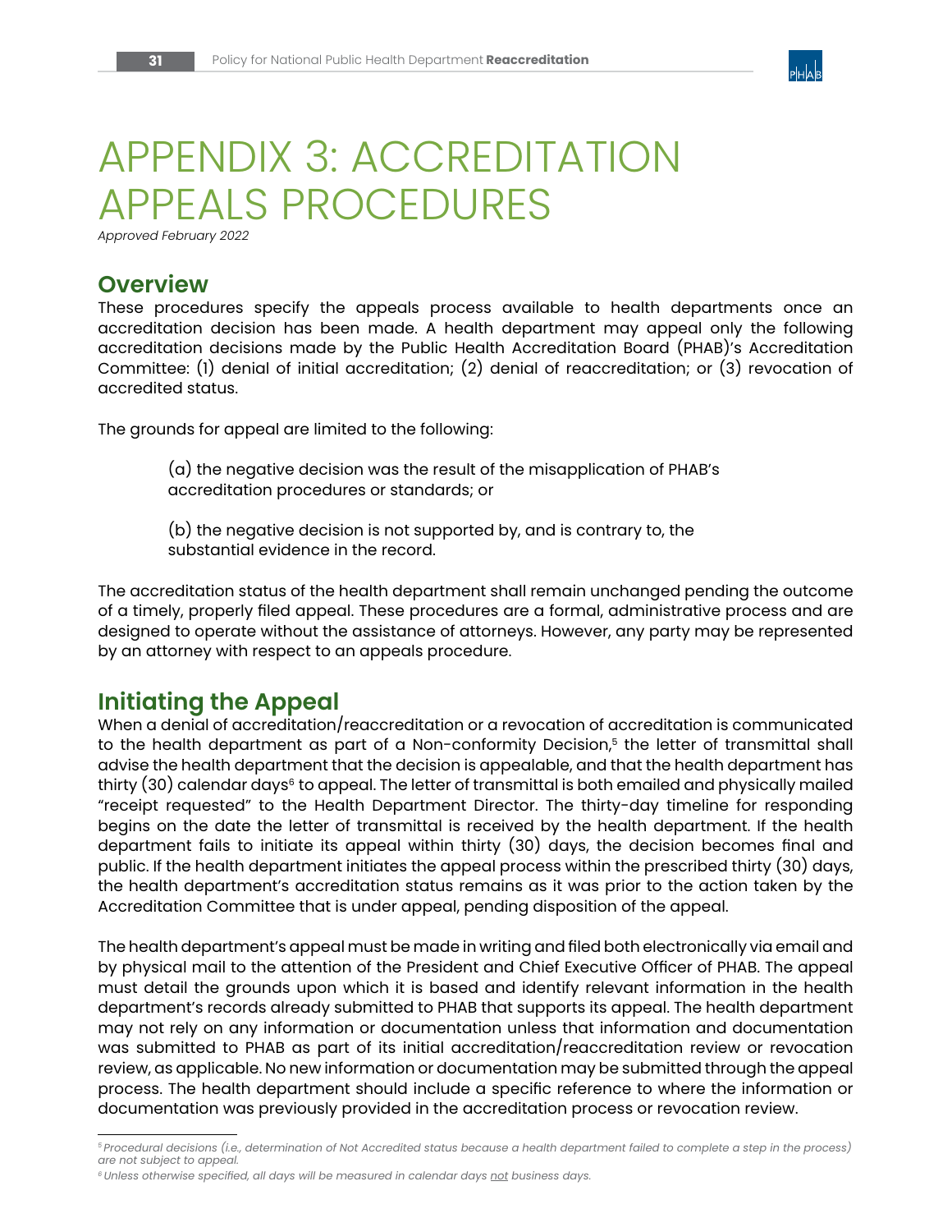# APPENDIX 3: ACCREDITATION APPEALS PROCEDURES

*Approved February 2022*

## Overview

These procedures specify the appeals process available to health departments once an accreditation decision has been made. A health department may appeal only the following accreditation decisions made by the Public Health Accreditation Board (PHAB)'s Accreditation Committee: (1) denial of initial accreditation; (2) denial of reaccreditation; or (3) revocation of accredited status.

The grounds for appeal are limited to the following:

> (a) the negative decision was the result of the misapplication of PHAB's accreditation procedures or standards; or
>
> (b) the negative decision is not supported by, and is contrary to, the substantial evidence in the record.

The accreditation status of the health department shall remain unchanged pending the outcome of a timely, properly filed appeal. These procedures are a formal, administrative process and are designed to operate without the assistance of attorneys. However, any party may be represented by an attorney with respect to an appeals procedure.

## Initiating the Appeal

When a denial of accreditation/reaccreditation or a revocation of accreditation is communicated to the health department as part of a Non-conformity Decision,[5] the letter of transmittal shall advise the health department that the decision is appealable, and that the health department has thirty (30) calendar days[6] to appeal. The letter of transmittal is both emailed and physically mailed "receipt requested" to the Health Department Director. The thirty-day timeline for responding begins on the date the letter of transmittal is received by the health department. If the health department fails to initiate its appeal within thirty (30) days, the decision becomes final and public. If the health department initiates the appeal process within the prescribed thirty (30) days, the health department's accreditation status remains as it was prior to the action taken by the Accreditation Committee that is under appeal, pending disposition of the appeal.

The health department's appeal must be made in writing and filed both electronically via email and by physical mail to the attention of the President and Chief Executive Officer of PHAB. The appeal must detail the grounds upon which it is based and identify relevant information in the health department's records already submitted to PHAB that supports its appeal. The health department may not rely on any information or documentation unless that information and documentation was submitted to PHAB as part of its initial accreditation/reaccreditation review or revocation review, as applicable. No new information or documentation may be submitted through the appeal process. The health department should include a specific reference to where the information or documentation was previously provided in the accreditation process or revocation review.

---

[5] *Procedural decisions (i.e., determination of Not Accredited status because a health department failed to complete a step in the process) are not subject to appeal.*

[6] *Unless otherwise specified, all days will be measured in calendar days not business days.*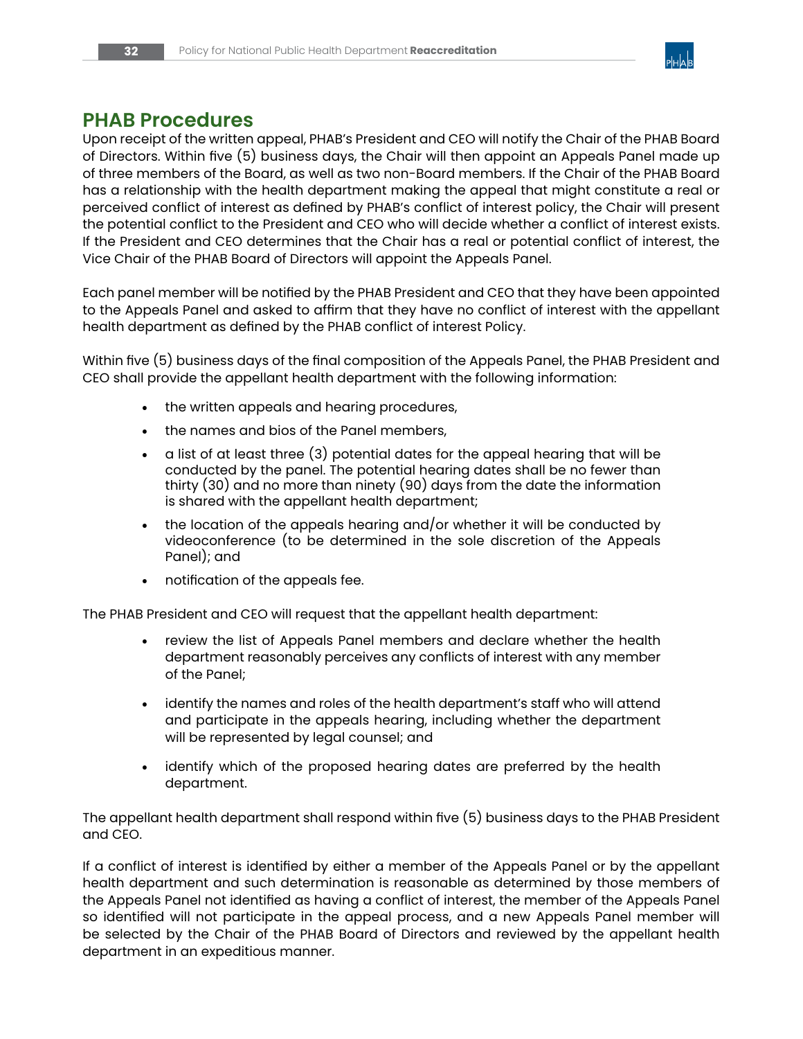## PHAB Procedures

Upon receipt of the written appeal, PHAB's President and CEO will notify the Chair of the PHAB Board of Directors. Within five (5) business days, the Chair will then appoint an Appeals Panel made up of three members of the Board, as well as two non-Board members. If the Chair of the PHAB Board has a relationship with the health department making the appeal that might constitute a real or perceived conflict of interest as defined by PHAB's conflict of interest policy, the Chair will present the potential conflict to the President and CEO who will decide whether a conflict of interest exists. If the President and CEO determines that the Chair has a real or potential conflict of interest, the Vice Chair of the PHAB Board of Directors will appoint the Appeals Panel.

Each panel member will be notified by the PHAB President and CEO that they have been appointed to the Appeals Panel and asked to affirm that they have no conflict of interest with the appellant health department as defined by the PHAB conflict of interest Policy.

Within five (5) business days of the final composition of the Appeals Panel, the PHAB President and CEO shall provide the appellant health department with the following information:

- the written appeals and hearing procedures,
- the names and bios of the Panel members,
- a list of at least three (3) potential dates for the appeal hearing that will be conducted by the panel. The potential hearing dates shall be no fewer than thirty (30) and no more than ninety (90) days from the date the information is shared with the appellant health department;
- the location of the appeals hearing and/or whether it will be conducted by videoconference (to be determined in the sole discretion of the Appeals Panel); and
- notification of the appeals fee.

The PHAB President and CEO will request that the appellant health department:

- review the list of Appeals Panel members and declare whether the health department reasonably perceives any conflicts of interest with any member of the Panel;
- identify the names and roles of the health department's staff who will attend and participate in the appeals hearing, including whether the department will be represented by legal counsel; and
- identify which of the proposed hearing dates are preferred by the health department.

The appellant health department shall respond within five (5) business days to the PHAB President and CEO.

If a conflict of interest is identified by either a member of the Appeals Panel or by the appellant health department and such determination is reasonable as determined by those members of the Appeals Panel not identified as having a conflict of interest, the member of the Appeals Panel so identified will not participate in the appeal process, and a new Appeals Panel member will be selected by the Chair of the PHAB Board of Directors and reviewed by the appellant health department in an expeditious manner.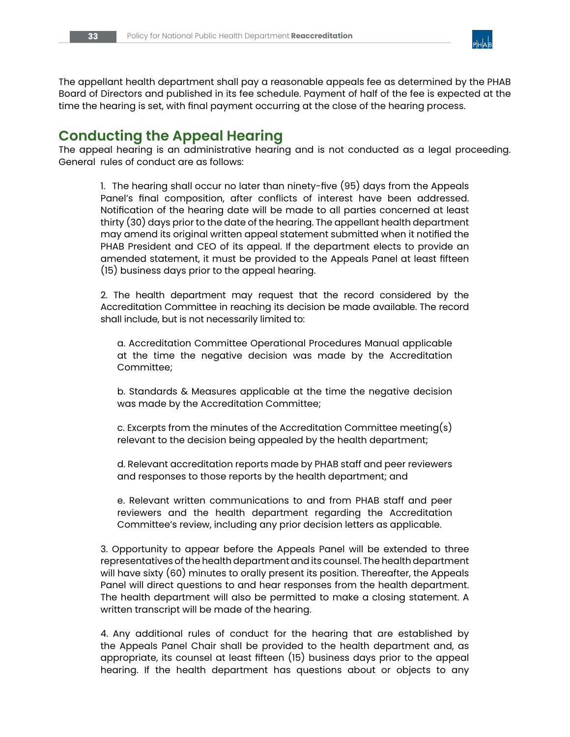The appellant health department shall pay a reasonable appeals fee as determined by the PHAB Board of Directors and published in its fee schedule. Payment of half of the fee is expected at the time the hearing is set, with final payment occurring at the close of the hearing process.

## Conducting the Appeal Hearing

The appeal hearing is an administrative hearing and is not conducted as a legal proceeding. General rules of conduct are as follows:

1. The hearing shall occur no later than ninety-five (95) days from the Appeals Panel's final composition, after conflicts of interest have been addressed. Notification of the hearing date will be made to all parties concerned at least thirty (30) days prior to the date of the hearing. The appellant health department may amend its original written appeal statement submitted when it notified the PHAB President and CEO of its appeal. If the department elects to provide an amended statement, it must be provided to the Appeals Panel at least fifteen (15) business days prior to the appeal hearing.

2. The health department may request that the record considered by the Accreditation Committee in reaching its decision be made available. The record shall include, but is not necessarily limited to:

   a. Accreditation Committee Operational Procedures Manual applicable at the time the negative decision was made by the Accreditation Committee;

   b. Standards & Measures applicable at the time the negative decision was made by the Accreditation Committee;

   c. Excerpts from the minutes of the Accreditation Committee meeting(s) relevant to the decision being appealed by the health department;

   d. Relevant accreditation reports made by PHAB staff and peer reviewers and responses to those reports by the health department; and

   e. Relevant written communications to and from PHAB staff and peer reviewers and the health department regarding the Accreditation Committee's review, including any prior decision letters as applicable.

3. Opportunity to appear before the Appeals Panel will be extended to three representatives of the health department and its counsel. The health department will have sixty (60) minutes to orally present its position. Thereafter, the Appeals Panel will direct questions to and hear responses from the health department. The health department will also be permitted to make a closing statement. A written transcript will be made of the hearing.

4. Any additional rules of conduct for the hearing that are established by the Appeals Panel Chair shall be provided to the health department and, as appropriate, its counsel at least fifteen (15) business days prior to the appeal hearing. If the health department has questions about or objects to any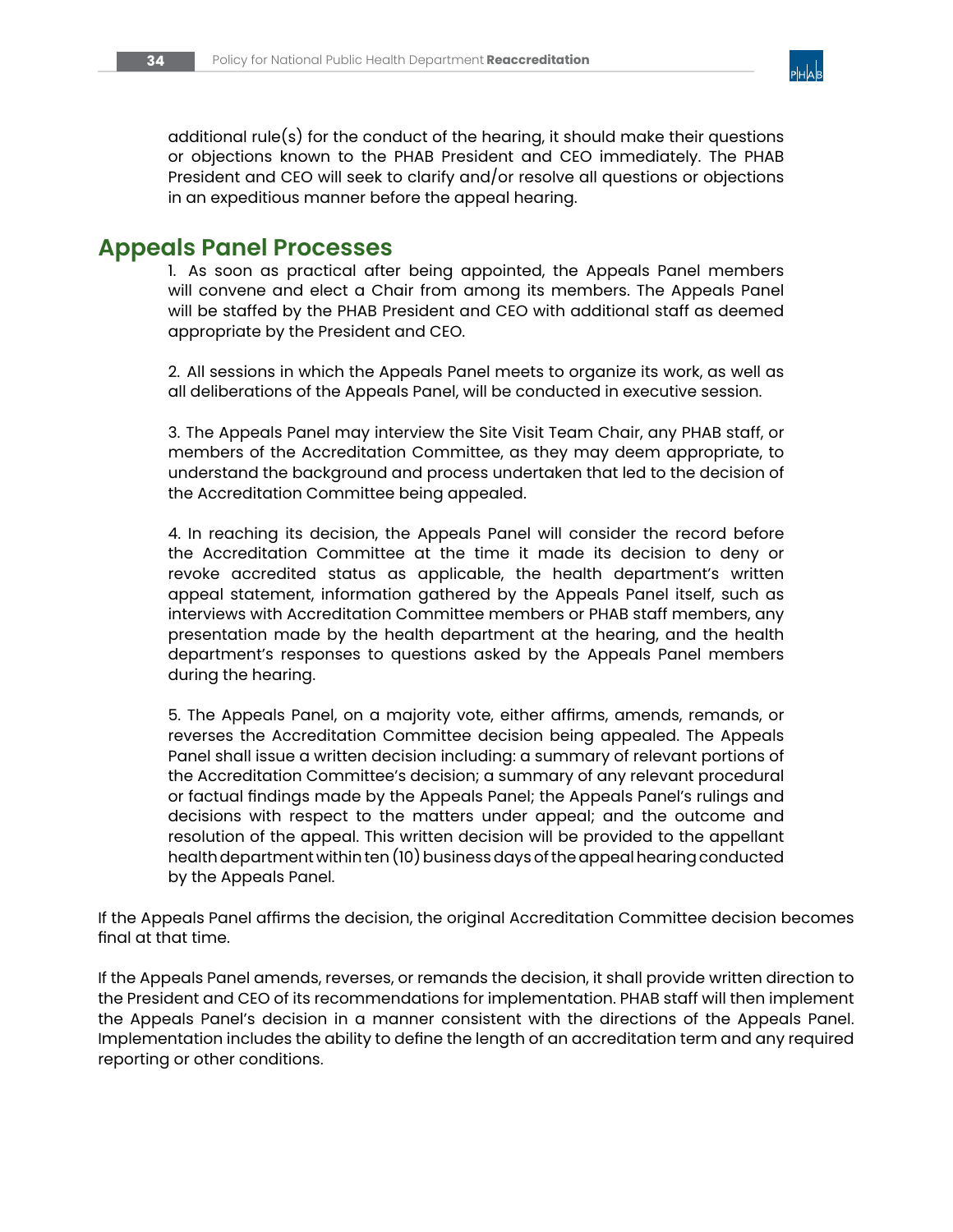additional rule(s) for the conduct of the hearing, it should make their questions or objections known to the PHAB President and CEO immediately. The PHAB President and CEO will seek to clarify and/or resolve all questions or objections in an expeditious manner before the appeal hearing.

## Appeals Panel Processes

1. As soon as practical after being appointed, the Appeals Panel members will convene and elect a Chair from among its members. The Appeals Panel will be staffed by the PHAB President and CEO with additional staff as deemed appropriate by the President and CEO.

2. All sessions in which the Appeals Panel meets to organize its work, as well as all deliberations of the Appeals Panel, will be conducted in executive session.

3. The Appeals Panel may interview the Site Visit Team Chair, any PHAB staff, or members of the Accreditation Committee, as they may deem appropriate, to understand the background and process undertaken that led to the decision of the Accreditation Committee being appealed.

4. In reaching its decision, the Appeals Panel will consider the record before the Accreditation Committee at the time it made its decision to deny or revoke accredited status as applicable, the health department's written appeal statement, information gathered by the Appeals Panel itself, such as interviews with Accreditation Committee members or PHAB staff members, any presentation made by the health department at the hearing, and the health department's responses to questions asked by the Appeals Panel members during the hearing.

5. The Appeals Panel, on a majority vote, either affirms, amends, remands, or reverses the Accreditation Committee decision being appealed. The Appeals Panel shall issue a written decision including: a summary of relevant portions of the Accreditation Committee's decision; a summary of any relevant procedural or factual findings made by the Appeals Panel; the Appeals Panel's rulings and decisions with respect to the matters under appeal; and the outcome and resolution of the appeal. This written decision will be provided to the appellant health department within ten (10) business days of the appeal hearing conducted by the Appeals Panel.

If the Appeals Panel affirms the decision, the original Accreditation Committee decision becomes final at that time.

If the Appeals Panel amends, reverses, or remands the decision, it shall provide written direction to the President and CEO of its recommendations for implementation. PHAB staff will then implement the Appeals Panel's decision in a manner consistent with the directions of the Appeals Panel. Implementation includes the ability to define the length of an accreditation term and any required reporting or other conditions.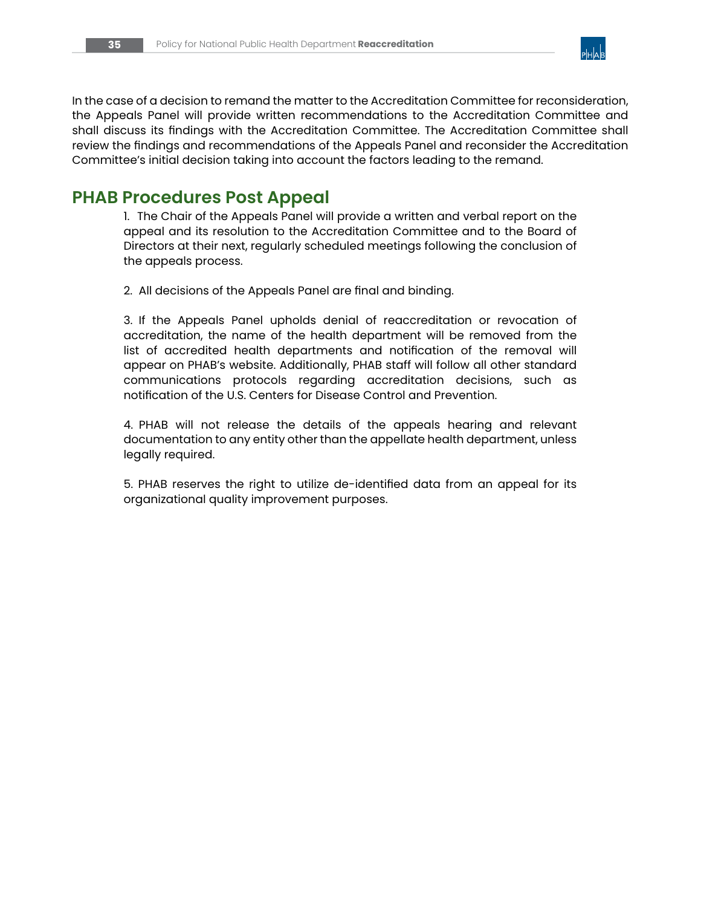In the case of a decision to remand the matter to the Accreditation Committee for reconsideration, the Appeals Panel will provide written recommendations to the Accreditation Committee and shall discuss its findings with the Accreditation Committee. The Accreditation Committee shall review the findings and recommendations of the Appeals Panel and reconsider the Accreditation Committee's initial decision taking into account the factors leading to the remand.

## PHAB Procedures Post Appeal

1. The Chair of the Appeals Panel will provide a written and verbal report on the appeal and its resolution to the Accreditation Committee and to the Board of Directors at their next, regularly scheduled meetings following the conclusion of the appeals process.

2. All decisions of the Appeals Panel are final and binding.

3. If the Appeals Panel upholds denial of reaccreditation or revocation of accreditation, the name of the health department will be removed from the list of accredited health departments and notification of the removal will appear on PHAB's website. Additionally, PHAB staff will follow all other standard communications protocols regarding accreditation decisions, such as notification of the U.S. Centers for Disease Control and Prevention.

4. PHAB will not release the details of the appeals hearing and relevant documentation to any entity other than the appellate health department, unless legally required.

5. PHAB reserves the right to utilize de-identified data from an appeal for its organizational quality improvement purposes.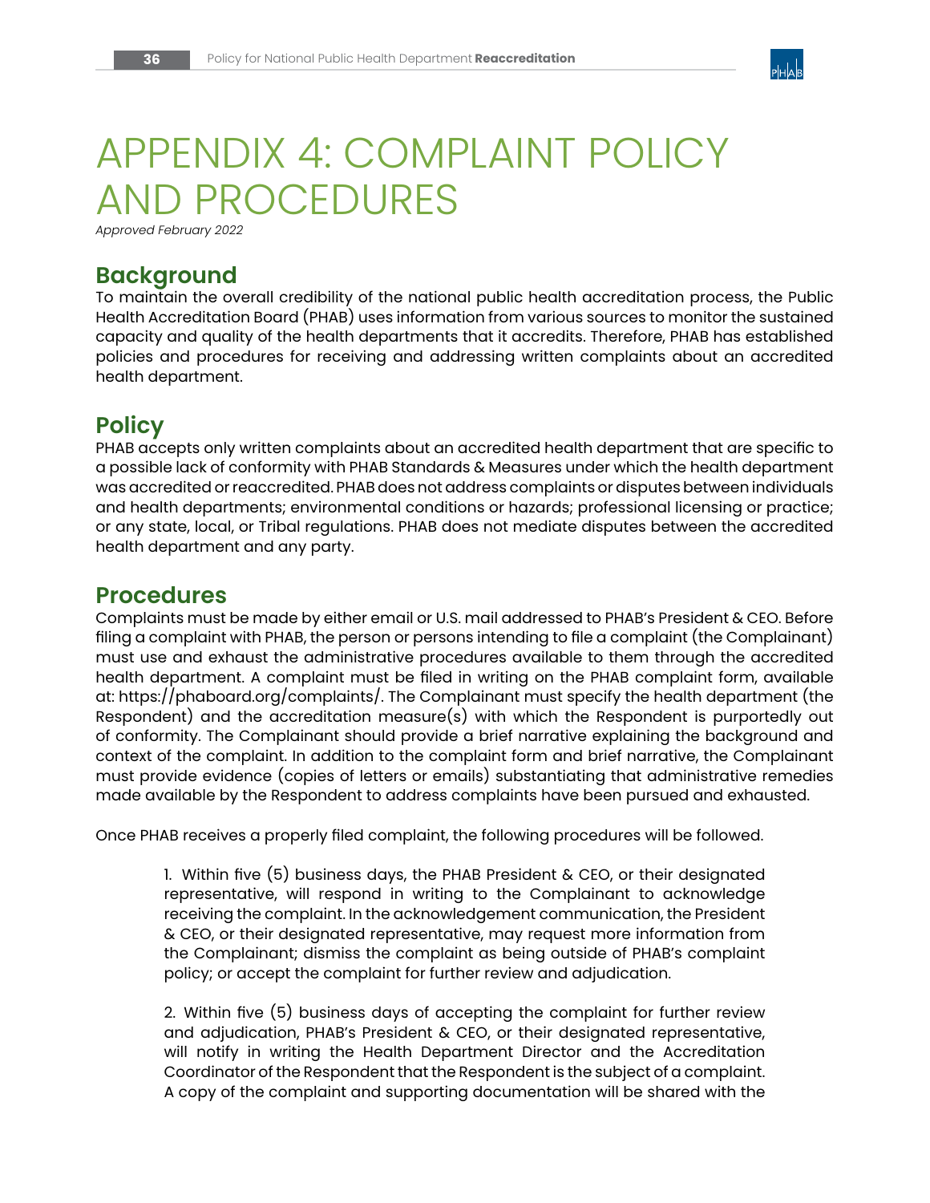# APPENDIX 4: COMPLAINT POLICY AND PROCEDURES

*Approved February 2022*

## Background

To maintain the overall credibility of the national public health accreditation process, the Public Health Accreditation Board (PHAB) uses information from various sources to monitor the sustained capacity and quality of the health departments that it accredits. Therefore, PHAB has established policies and procedures for receiving and addressing written complaints about an accredited health department.

## Policy

PHAB accepts only written complaints about an accredited health department that are specific to a possible lack of conformity with PHAB Standards & Measures under which the health department was accredited or reaccredited. PHAB does not address complaints or disputes between individuals and health departments; environmental conditions or hazards; professional licensing or practice; or any state, local, or Tribal regulations. PHAB does not mediate disputes between the accredited health department and any party.

## Procedures

Complaints must be made by either email or U.S. mail addressed to PHAB's President & CEO. Before filing a complaint with PHAB, the person or persons intending to file a complaint (the Complainant) must use and exhaust the administrative procedures available to them through the accredited health department. A complaint must be filed in writing on the PHAB complaint form, available at: https://phaboard.org/complaints/. The Complainant must specify the health department (the Respondent) and the accreditation measure(s) with which the Respondent is purportedly out of conformity. The Complainant should provide a brief narrative explaining the background and context of the complaint. In addition to the complaint form and brief narrative, the Complainant must provide evidence (copies of letters or emails) substantiating that administrative remedies made available by the Respondent to address complaints have been pursued and exhausted.

Once PHAB receives a properly filed complaint, the following procedures will be followed.

1. Within five (5) business days, the PHAB President & CEO, or their designated representative, will respond in writing to the Complainant to acknowledge receiving the complaint. In the acknowledgement communication, the President & CEO, or their designated representative, may request more information from the Complainant; dismiss the complaint as being outside of PHAB's complaint policy; or accept the complaint for further review and adjudication.

2. Within five (5) business days of accepting the complaint for further review and adjudication, PHAB's President & CEO, or their designated representative, will notify in writing the Health Department Director and the Accreditation Coordinator of the Respondent that the Respondent is the subject of a complaint. A copy of the complaint and supporting documentation will be shared with the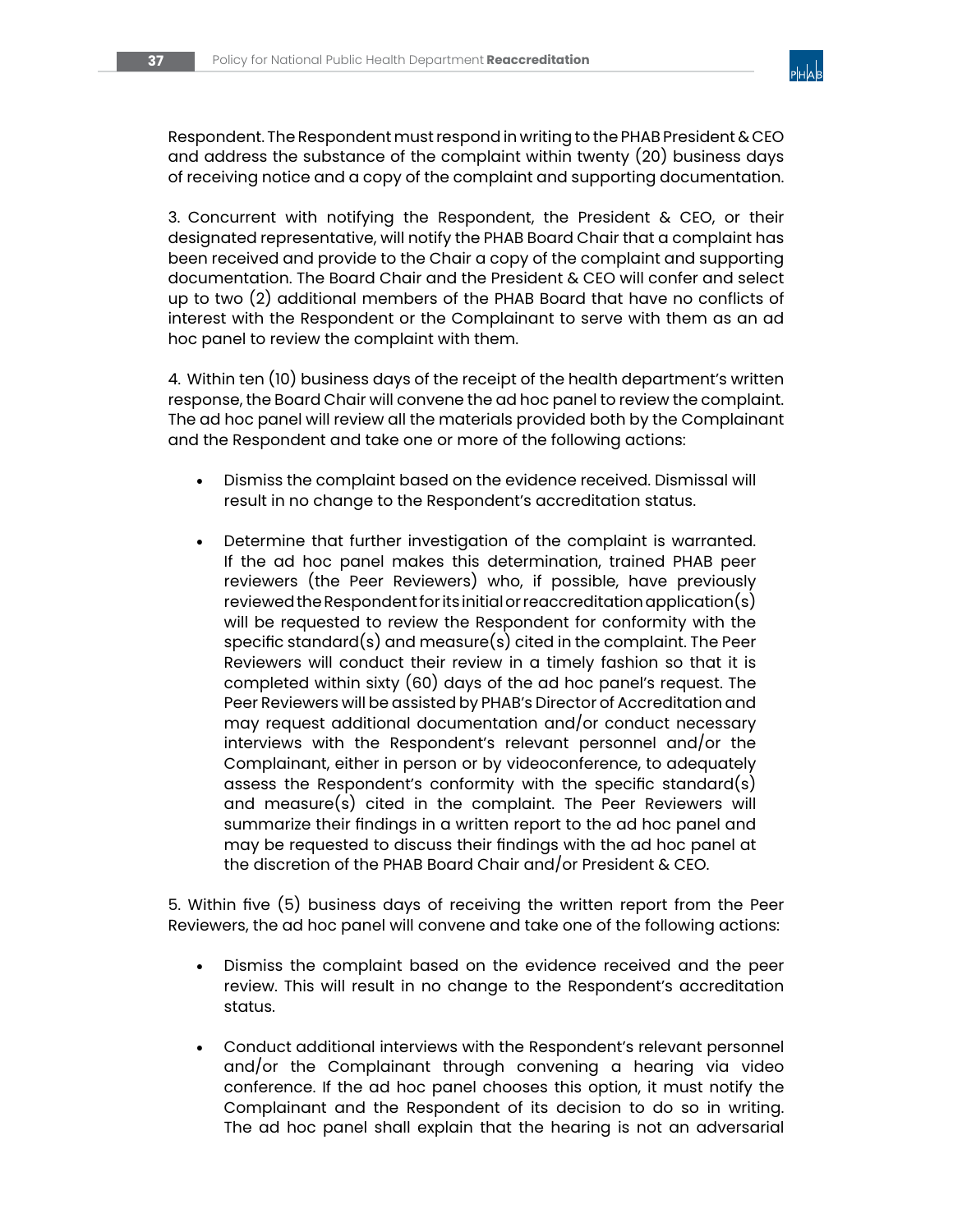Respondent. The Respondent must respond in writing to the PHAB President & CEO and address the substance of the complaint within twenty (20) business days of receiving notice and a copy of the complaint and supporting documentation.

3. Concurrent with notifying the Respondent, the President & CEO, or their designated representative, will notify the PHAB Board Chair that a complaint has been received and provide to the Chair a copy of the complaint and supporting documentation. The Board Chair and the President & CEO will confer and select up to two (2) additional members of the PHAB Board that have no conflicts of interest with the Respondent or the Complainant to serve with them as an ad hoc panel to review the complaint with them.

4. Within ten (10) business days of the receipt of the health department's written response, the Board Chair will convene the ad hoc panel to review the complaint. The ad hoc panel will review all the materials provided both by the Complainant and the Respondent and take one or more of the following actions:

- Dismiss the complaint based on the evidence received. Dismissal will result in no change to the Respondent's accreditation status.

- Determine that further investigation of the complaint is warranted. If the ad hoc panel makes this determination, trained PHAB peer reviewers (the Peer Reviewers) who, if possible, have previously reviewed the Respondent for its initial or reaccreditation application(s) will be requested to review the Respondent for conformity with the specific standard(s) and measure(s) cited in the complaint. The Peer Reviewers will conduct their review in a timely fashion so that it is completed within sixty (60) days of the ad hoc panel's request. The Peer Reviewers will be assisted by PHAB's Director of Accreditation and may request additional documentation and/or conduct necessary interviews with the Respondent's relevant personnel and/or the Complainant, either in person or by videoconference, to adequately assess the Respondent's conformity with the specific standard(s) and measure(s) cited in the complaint. The Peer Reviewers will summarize their findings in a written report to the ad hoc panel and may be requested to discuss their findings with the ad hoc panel at the discretion of the PHAB Board Chair and/or President & CEO.

5. Within five (5) business days of receiving the written report from the Peer Reviewers, the ad hoc panel will convene and take one of the following actions:

- Dismiss the complaint based on the evidence received and the peer review. This will result in no change to the Respondent's accreditation status.

- Conduct additional interviews with the Respondent's relevant personnel and/or the Complainant through convening a hearing via video conference. If the ad hoc panel chooses this option, it must notify the Complainant and the Respondent of its decision to do so in writing. The ad hoc panel shall explain that the hearing is not an adversarial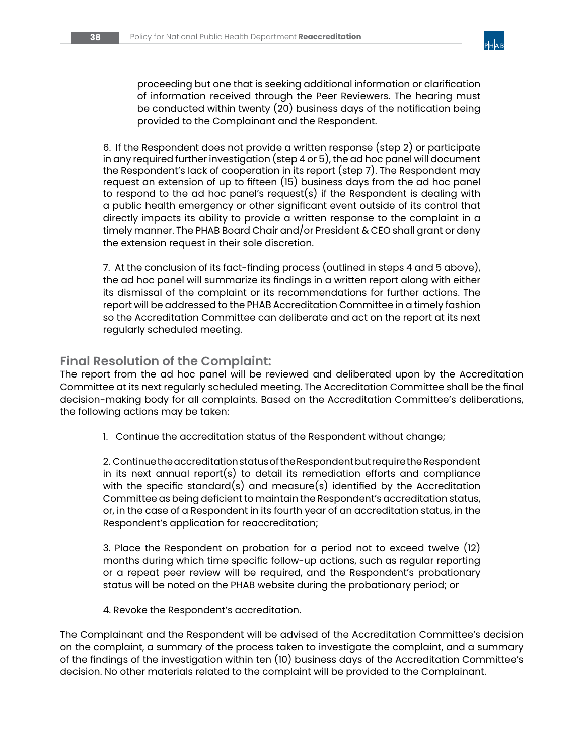proceeding but one that is seeking additional information or clarification of information received through the Peer Reviewers. The hearing must be conducted within twenty (20) business days of the notification being provided to the Complainant and the Respondent.

6. If the Respondent does not provide a written response (step 2) or participate in any required further investigation (step 4 or 5), the ad hoc panel will document the Respondent's lack of cooperation in its report (step 7). The Respondent may request an extension of up to fifteen (15) business days from the ad hoc panel to respond to the ad hoc panel's request(s) if the Respondent is dealing with a public health emergency or other significant event outside of its control that directly impacts its ability to provide a written response to the complaint in a timely manner. The PHAB Board Chair and/or President & CEO shall grant or deny the extension request in their sole discretion.

7. At the conclusion of its fact-finding process (outlined in steps 4 and 5 above), the ad hoc panel will summarize its findings in a written report along with either its dismissal of the complaint or its recommendations for further actions. The report will be addressed to the PHAB Accreditation Committee in a timely fashion so the Accreditation Committee can deliberate and act on the report at its next regularly scheduled meeting.

## Final Resolution of the Complaint:

The report from the ad hoc panel will be reviewed and deliberated upon by the Accreditation Committee at its next regularly scheduled meeting. The Accreditation Committee shall be the final decision-making body for all complaints. Based on the Accreditation Committee's deliberations, the following actions may be taken:

1. Continue the accreditation status of the Respondent without change;

2. Continue the accreditation status of the Respondent but require the Respondent in its next annual report(s) to detail its remediation efforts and compliance with the specific standard(s) and measure(s) identified by the Accreditation Committee as being deficient to maintain the Respondent's accreditation status, or, in the case of a Respondent in its fourth year of an accreditation status, in the Respondent's application for reaccreditation;

3. Place the Respondent on probation for a period not to exceed twelve (12) months during which time specific follow-up actions, such as regular reporting or a repeat peer review will be required, and the Respondent's probationary status will be noted on the PHAB website during the probationary period; or

4. Revoke the Respondent's accreditation.

The Complainant and the Respondent will be advised of the Accreditation Committee's decision on the complaint, a summary of the process taken to investigate the complaint, and a summary of the findings of the investigation within ten (10) business days of the Accreditation Committee's decision. No other materials related to the complaint will be provided to the Complainant.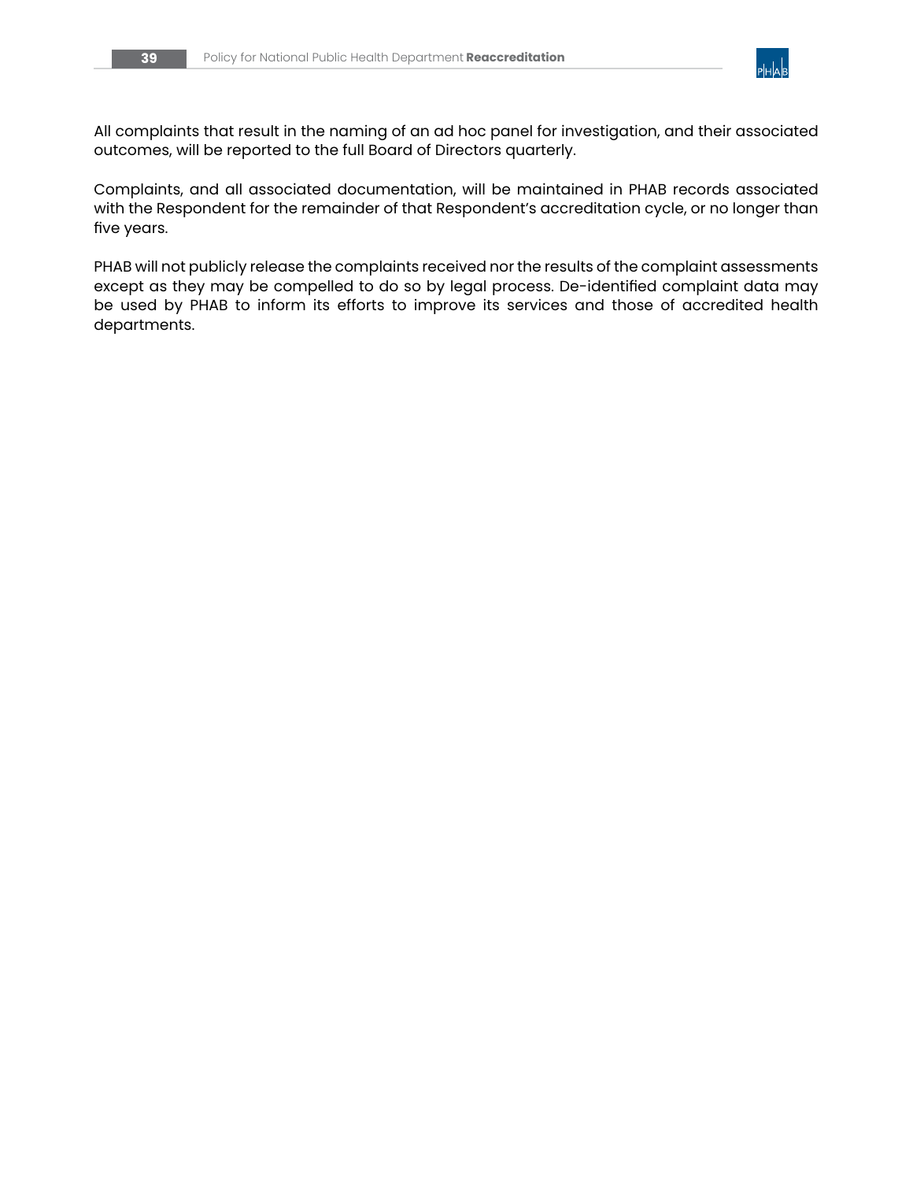All complaints that result in the naming of an ad hoc panel for investigation, and their associated outcomes, will be reported to the full Board of Directors quarterly.

Complaints, and all associated documentation, will be maintained in PHAB records associated with the Respondent for the remainder of that Respondent's accreditation cycle, or no longer than five years.

PHAB will not publicly release the complaints received nor the results of the complaint assessments except as they may be compelled to do so by legal process. De-identified complaint data may be used by PHAB to inform its efforts to improve its services and those of accredited health departments.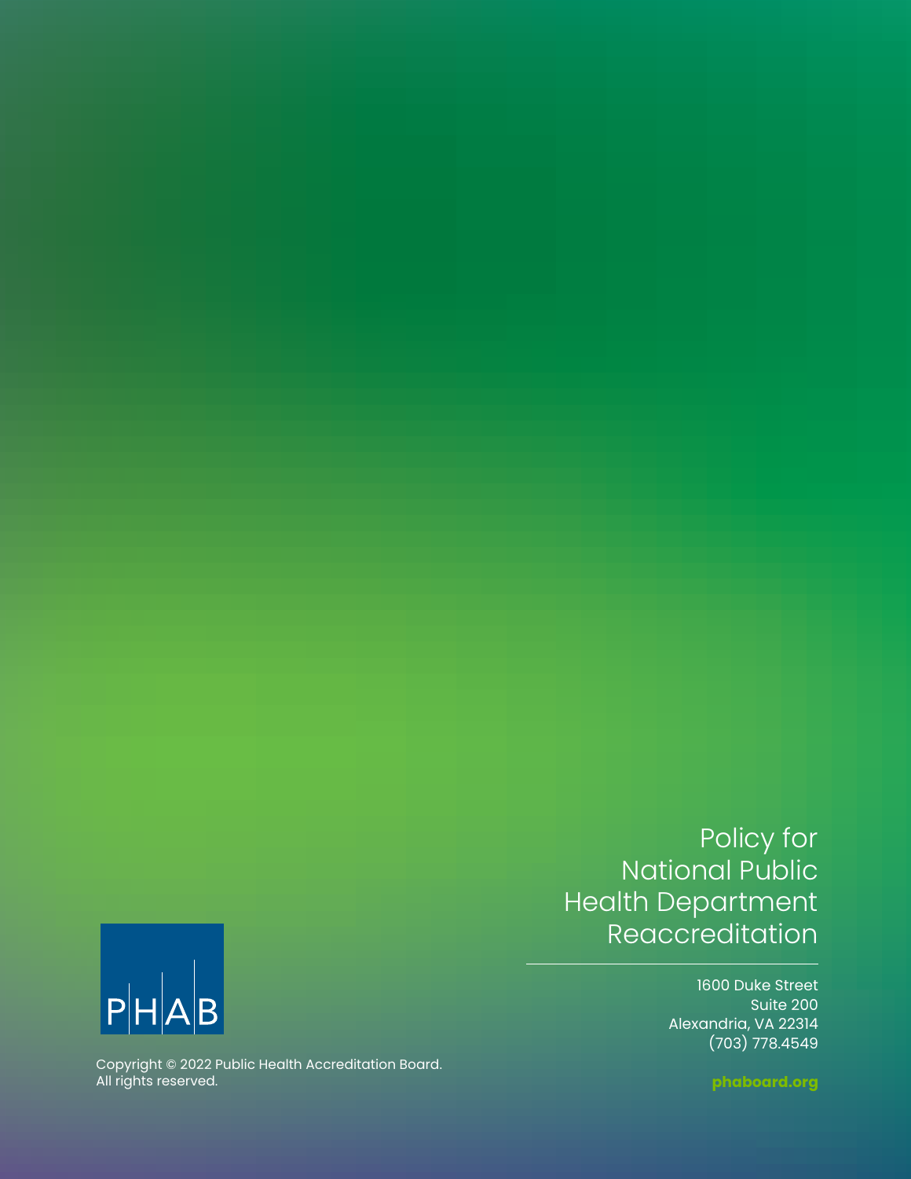Policy for National Public Health Department Reaccreditation

1600 Duke Street
Suite 200
Alexandria, VA 22314
(703) 778.4549

phaboard.org

PHAB

Copyright © 2022 Public Health Accreditation Board.
All rights reserved.